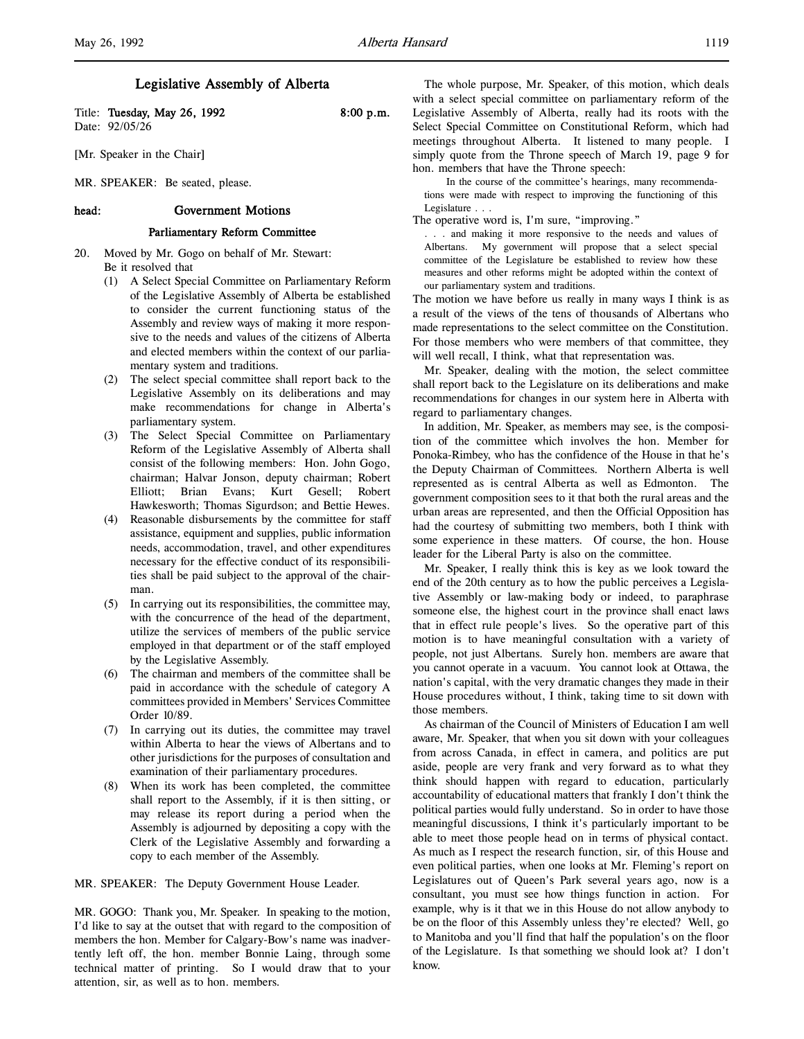# Legislative Assembly of Alberta

Title: **Tuesday, May 26, 1992** **8:00 p.m.**
Date: 92/05/26

[Mr. Speaker in the Chair]

MR. SPEAKER: Be seated, please.

**head: Government Motions**

### Parliamentary Reform Committee

20. Moved by Mr. Gogo on behalf of Mr. Stewart:
    Be it resolved that
    (1) A Select Special Committee on Parliamentary Reform of the Legislative Assembly of Alberta be established to consider the current functioning status of the Assembly and review ways of making it more responsive to the needs and values of the citizens of Alberta and elected members within the context of our parliamentary system and traditions.
    (2) The select special committee shall report back to the Legislative Assembly on its deliberations and may make recommendations for change in Alberta's parliamentary system.
    (3) The Select Special Committee on Parliamentary Reform of the Legislative Assembly of Alberta shall consist of the following members: Hon. John Gogo, chairman; Halvar Jonson, deputy chairman; Robert Elliott; Brian Evans; Kurt Gesell; Robert Hawkesworth; Thomas Sigurdson; and Bettie Hewes.
    (4) Reasonable disbursements by the committee for staff assistance, equipment and supplies, public information needs, accommodation, travel, and other expenditures necessary for the effective conduct of its responsibilities shall be paid subject to the approval of the chairman.
    (5) In carrying out its responsibilities, the committee may, with the concurrence of the head of the department, utilize the services of members of the public service employed in that department or of the staff employed by the Legislative Assembly.
    (6) The chairman and members of the committee shall be paid in accordance with the schedule of category A committees provided in Members' Services Committee Order 10/89.
    (7) In carrying out its duties, the committee may travel within Alberta to hear the views of Albertans and to other jurisdictions for the purposes of consultation and examination of their parliamentary procedures.
    (8) When its work has been completed, the committee shall report to the Assembly, if it is then sitting, or may release its report during a period when the Assembly is adjourned by depositing a copy with the Clerk of the Legislative Assembly and forwarding a copy to each member of the Assembly.

MR. SPEAKER: The Deputy Government House Leader.

MR. GOGO: Thank you, Mr. Speaker. In speaking to the motion, I'd like to say at the outset that with regard to the composition of members the hon. Member for Calgary-Bow's name was inadvertently left off, the hon. member Bonnie Laing, through some technical matter of printing. So I would draw that to your attention, sir, as well as to hon. members.

The whole purpose, Mr. Speaker, of this motion, which deals with a select special committee on parliamentary reform of the Legislative Assembly of Alberta, really had its roots with the Select Special Committee on Constitutional Reform, which had meetings throughout Alberta. It listened to many people. I simply quote from the Throne speech of March 19, page 9 for hon. members that have the Throne speech:

> In the course of the committee's hearings, many recommendations were made with respect to improving the functioning of this Legislature . . .

The operative word is, I'm sure, "improving."

> . . . and making it more responsive to the needs and values of Albertans. My government will propose that a select special committee of the Legislature be established to review how these measures and other reforms might be adopted within the context of our parliamentary system and traditions.

The motion we have before us really in many ways I think is as a result of the views of the tens of thousands of Albertans who made representations to the select committee on the Constitution. For those members who were members of that committee, they will well recall, I think, what that representation was.

Mr. Speaker, dealing with the motion, the select committee shall report back to the Legislature on its deliberations and make recommendations for changes in our system here in Alberta with regard to parliamentary changes.

In addition, Mr. Speaker, as members may see, is the composition of the committee which involves the hon. Member for Ponoka-Rimbey, who has the confidence of the House in that he's the Deputy Chairman of Committees. Northern Alberta is well represented as is central Alberta as well as Edmonton. The government composition sees to it that both the rural areas and the urban areas are represented, and then the Official Opposition has had the courtesy of submitting two members, both I think with some experience in these matters. Of course, the hon. House leader for the Liberal Party is also on the committee.

Mr. Speaker, I really think this is key as we look toward the end of the 20th century as to how the public perceives a Legislative Assembly or law-making body or indeed, to paraphrase someone else, the highest court in the province shall enact laws that in effect rule people's lives. So the operative part of this motion is to have meaningful consultation with a variety of people, not just Albertans. Surely hon. members are aware that you cannot operate in a vacuum. You cannot look at Ottawa, the nation's capital, with the very dramatic changes they made in their House procedures without, I think, taking time to sit down with those members.

As chairman of the Council of Ministers of Education I am well aware, Mr. Speaker, that when you sit down with your colleagues from across Canada, in effect in camera, and politics are put aside, people are very frank and very forward as to what they think should happen with regard to education, particularly accountability of educational matters that frankly I don't think the political parties would fully understand. So in order to have those meaningful discussions, I think it's particularly important to be able to meet those people head on in terms of physical contact. As much as I respect the research function, sir, of this House and even political parties, when one looks at Mr. Fleming's report on Legislatures out of Queen's Park several years ago, now is a consultant, you must see how things function in action. For example, why is it that we in this House do not allow anybody to be on the floor of this Assembly unless they're elected? Well, go to Manitoba and you'll find that half the population's on the floor of the Legislature. Is that something we should look at? I don't know.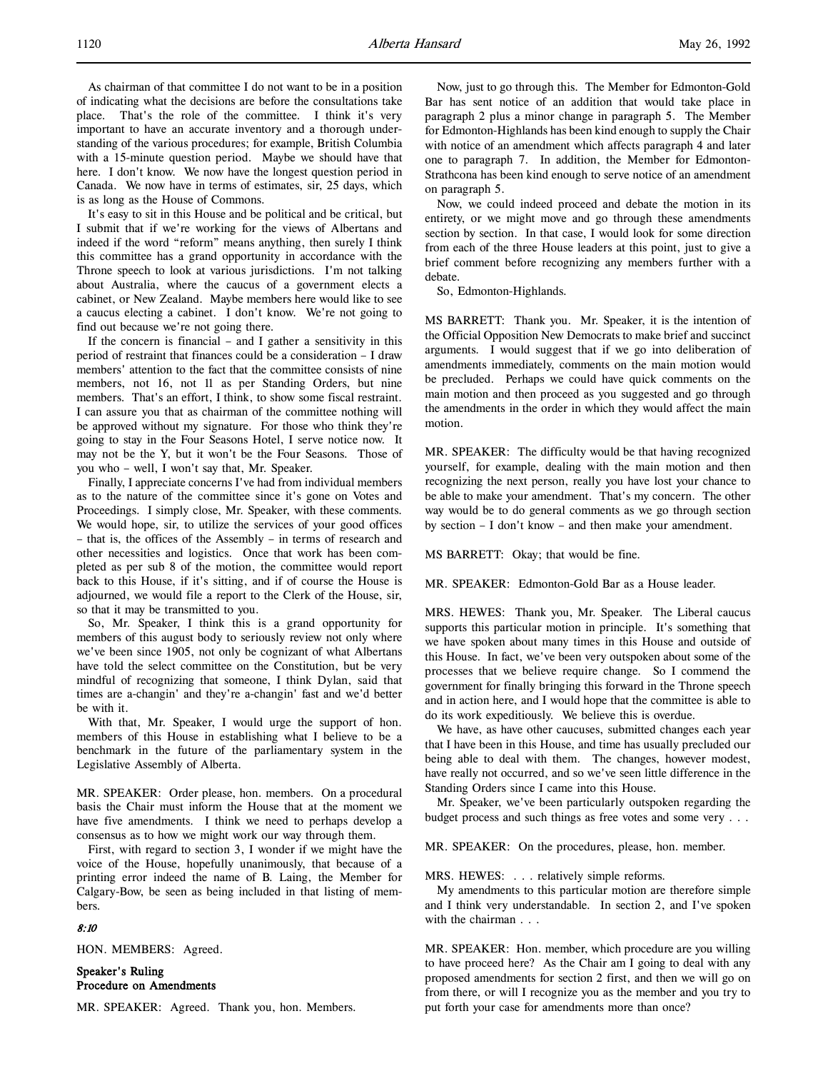As chairman of that committee I do not want to be in a position of indicating what the decisions are before the consultations take place. That's the role of the committee. I think it's very important to have an accurate inventory and a thorough understanding of the various procedures; for example, British Columbia with a 15-minute question period. Maybe we should have that here. I don't know. We now have the longest question period in Canada. We now have in terms of estimates, sir, 25 days, which is as long as the House of Commons.

It's easy to sit in this House and be political and be critical, but I submit that if we're working for the views of Albertans and indeed if the word "reform" means anything, then surely I think this committee has a grand opportunity in accordance with the Throne speech to look at various jurisdictions. I'm not talking about Australia, where the caucus of a government elects a cabinet, or New Zealand. Maybe members here would like to see a caucus electing a cabinet. I don't know. We're not going to find out because we're not going there.

If the concern is financial – and I gather a sensitivity in this period of restraint that finances could be a consideration – I draw members' attention to the fact that the committee consists of nine members, not 16, not 11 as per Standing Orders, but nine members. That's an effort, I think, to show some fiscal restraint. I can assure you that as chairman of the committee nothing will be approved without my signature. For those who think they're going to stay in the Four Seasons Hotel, I serve notice now. It may not be the Y, but it won't be the Four Seasons. Those of you who – well, I won't say that, Mr. Speaker.

Finally, I appreciate concerns I've had from individual members as to the nature of the committee since it's gone on Votes and Proceedings. I simply close, Mr. Speaker, with these comments. We would hope, sir, to utilize the services of your good offices – that is, the offices of the Assembly – in terms of research and other necessities and logistics. Once that work has been completed as per sub 8 of the motion, the committee would report back to this House, if it's sitting, and if of course the House is adjourned, we would file a report to the Clerk of the House, sir, so that it may be transmitted to you.

So, Mr. Speaker, I think this is a grand opportunity for members of this august body to seriously review not only where we've been since 1905, not only be cognizant of what Albertans have told the select committee on the Constitution, but be very mindful of recognizing that someone, I think Dylan, said that times are a-changin' and they're a-changin' fast and we'd better be with it.

With that, Mr. Speaker, I would urge the support of hon. members of this House in establishing what I believe to be a benchmark in the future of the parliamentary system in the Legislative Assembly of Alberta.

MR. SPEAKER: Order please, hon. members. On a procedural basis the Chair must inform the House that at the moment we have five amendments. I think we need to perhaps develop a consensus as to how we might work our way through them.

First, with regard to section 3, I wonder if we might have the voice of the House, hopefully unanimously, that because of a printing error indeed the name of B. Laing, the Member for Calgary-Bow, be seen as being included in that listing of members.

*8:10*

HON. MEMBERS: Agreed.

**Speaker's Ruling**
**Procedure on Amendments**

MR. SPEAKER: Agreed. Thank you, hon. Members.

Now, just to go through this. The Member for Edmonton-Gold Bar has sent notice of an addition that would take place in paragraph 2 plus a minor change in paragraph 5. The Member for Edmonton-Highlands has been kind enough to supply the Chair with notice of an amendment which affects paragraph 4 and later one to paragraph 7. In addition, the Member for Edmonton-Strathcona has been kind enough to serve notice of an amendment on paragraph 5.

Now, we could indeed proceed and debate the motion in its entirety, or we might move and go through these amendments section by section. In that case, I would look for some direction from each of the three House leaders at this point, just to give a brief comment before recognizing any members further with a debate.

So, Edmonton-Highlands.

MS BARRETT: Thank you. Mr. Speaker, it is the intention of the Official Opposition New Democrats to make brief and succinct arguments. I would suggest that if we go into deliberation of amendments immediately, comments on the main motion would be precluded. Perhaps we could have quick comments on the main motion and then proceed as you suggested and go through the amendments in the order in which they would affect the main motion.

MR. SPEAKER: The difficulty would be that having recognized yourself, for example, dealing with the main motion and then recognizing the next person, really you have lost your chance to be able to make your amendment. That's my concern. The other way would be to do general comments as we go through section by section – I don't know – and then make your amendment.

MS BARRETT: Okay; that would be fine.

MR. SPEAKER: Edmonton-Gold Bar as a House leader.

MRS. HEWES: Thank you, Mr. Speaker. The Liberal caucus supports this particular motion in principle. It's something that we have spoken about many times in this House and outside of this House. In fact, we've been very outspoken about some of the processes that we believe require change. So I commend the government for finally bringing this forward in the Throne speech and in action here, and I would hope that the committee is able to do its work expeditiously. We believe this is overdue.

We have, as have other caucuses, submitted changes each year that I have been in this House, and time has usually precluded our being able to deal with them. The changes, however modest, have really not occurred, and so we've seen little difference in the Standing Orders since I came into this House.

Mr. Speaker, we've been particularly outspoken regarding the budget process and such things as free votes and some very . . .

MR. SPEAKER: On the procedures, please, hon. member.

MRS. HEWES: . . . relatively simple reforms.

My amendments to this particular motion are therefore simple and I think very understandable. In section 2, and I've spoken with the chairman . . .

MR. SPEAKER: Hon. member, which procedure are you willing to have proceed here? As the Chair am I going to deal with any proposed amendments for section 2 first, and then we will go on from there, or will I recognize you as the member and you try to put forth your case for amendments more than once?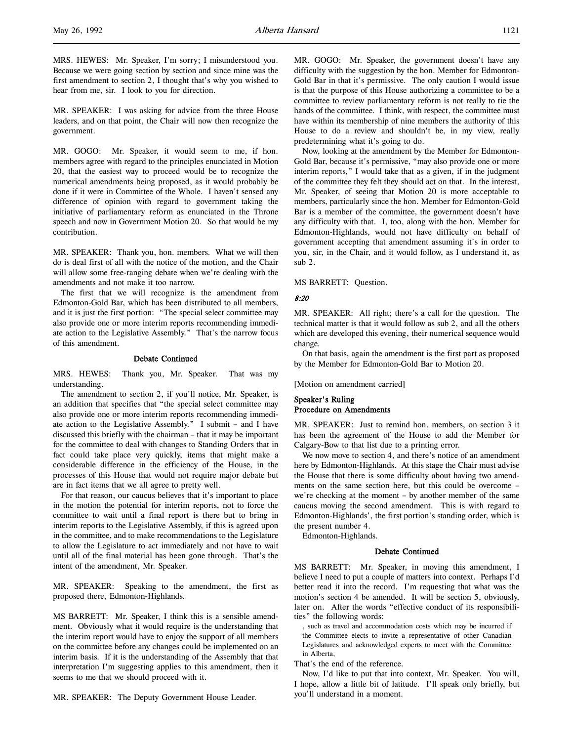MRS. HEWES: Mr. Speaker, I'm sorry; I misunderstood you. Because we were going section by section and since mine was the first amendment to section 2, I thought that's why you wished to hear from me, sir. I look to you for direction.

MR. SPEAKER: I was asking for advice from the three House leaders, and on that point, the Chair will now then recognize the government.

MR. GOGO: Mr. Speaker, it would seem to me, if hon. members agree with regard to the principles enunciated in Motion 20, that the easiest way to proceed would be to recognize the numerical amendments being proposed, as it would probably be done if it were in Committee of the Whole. I haven't sensed any difference of opinion with regard to government taking the initiative of parliamentary reform as enunciated in the Throne speech and now in Government Motion 20. So that would be my contribution.

MR. SPEAKER: Thank you, hon. members. What we will then do is deal first of all with the notice of the motion, and the Chair will allow some free-ranging debate when we're dealing with the amendments and not make it too narrow.

The first that we will recognize is the amendment from Edmonton-Gold Bar, which has been distributed to all members, and it is just the first portion: "The special select committee may also provide one or more interim reports recommending immediate action to the Legislative Assembly." That's the narrow focus of this amendment.

### Debate Continued

MRS. HEWES: Thank you, Mr. Speaker. That was my understanding.

The amendment to section 2, if you'll notice, Mr. Speaker, is an addition that specifies that "the special select committee may also provide one or more interim reports recommending immediate action to the Legislative Assembly." I submit – and I have discussed this briefly with the chairman – that it may be important for the committee to deal with changes to Standing Orders that in fact could take place very quickly, items that might make a considerable difference in the efficiency of the House, in the processes of this House that would not require major debate but are in fact items that we all agree to pretty well.

For that reason, our caucus believes that it's important to place in the motion the potential for interim reports, not to force the committee to wait until a final report is there but to bring in interim reports to the Legislative Assembly, if this is agreed upon in the committee, and to make recommendations to the Legislature to allow the Legislature to act immediately and not have to wait until all of the final material has been gone through. That's the intent of the amendment, Mr. Speaker.

MR. SPEAKER: Speaking to the amendment, the first as proposed there, Edmonton-Highlands.

MS BARRETT: Mr. Speaker, I think this is a sensible amendment. Obviously what it would require is the understanding that the interim report would have to enjoy the support of all members on the committee before any changes could be implemented on an interim basis. If it is the understanding of the Assembly that that interpretation I'm suggesting applies to this amendment, then it seems to me that we should proceed with it.

MR. SPEAKER: The Deputy Government House Leader.

MR. GOGO: Mr. Speaker, the government doesn't have any difficulty with the suggestion by the hon. Member for Edmonton-Gold Bar in that it's permissive. The only caution I would issue is that the purpose of this House authorizing a committee to be a committee to review parliamentary reform is not really to tie the hands of the committee. I think, with respect, the committee must have within its membership of nine members the authority of this House to do a review and shouldn't be, in my view, really predetermining what it's going to do.

Now, looking at the amendment by the Member for Edmonton-Gold Bar, because it's permissive, "may also provide one or more interim reports," I would take that as a given, if in the judgment of the committee they felt they should act on that. In the interest, Mr. Speaker, of seeing that Motion 20 is more acceptable to members, particularly since the hon. Member for Edmonton-Gold Bar is a member of the committee, the government doesn't have any difficulty with that. I, too, along with the hon. Member for Edmonton-Highlands, would not have difficulty on behalf of government accepting that amendment assuming it's in order to you, sir, in the Chair, and it would follow, as I understand it, as sub 2.

MS BARRETT: Question.

*8:20*

MR. SPEAKER: All right; there's a call for the question. The technical matter is that it would follow as sub 2, and all the others which are developed this evening, their numerical sequence would change.

On that basis, again the amendment is the first part as proposed by the Member for Edmonton-Gold Bar to Motion 20.

[Motion on amendment carried]

### Speaker's Ruling
### Procedure on Amendments

MR. SPEAKER: Just to remind hon. members, on section 3 it has been the agreement of the House to add the Member for Calgary-Bow to that list due to a printing error.

We now move to section 4, and there's notice of an amendment here by Edmonton-Highlands. At this stage the Chair must advise the House that there is some difficulty about having two amendments on the same section here, but this could be overcome – we're checking at the moment – by another member of the same caucus moving the second amendment. This is with regard to Edmonton-Highlands', the first portion's standing order, which is the present number 4.

Edmonton-Highlands.

### Debate Continued

MS BARRETT: Mr. Speaker, in moving this amendment, I believe I need to put a couple of matters into context. Perhaps I'd better read it into the record. I'm requesting that what was the motion's section 4 be amended. It will be section 5, obviously, later on. After the words "effective conduct of its responsibilities" the following words:

> , such as travel and accommodation costs which may be incurred if the Committee elects to invite a representative of other Canadian Legislatures and acknowledged experts to meet with the Committee in Alberta,

That's the end of the reference.

Now, I'd like to put that into context, Mr. Speaker. You will, I hope, allow a little bit of latitude. I'll speak only briefly, but you'll understand in a moment.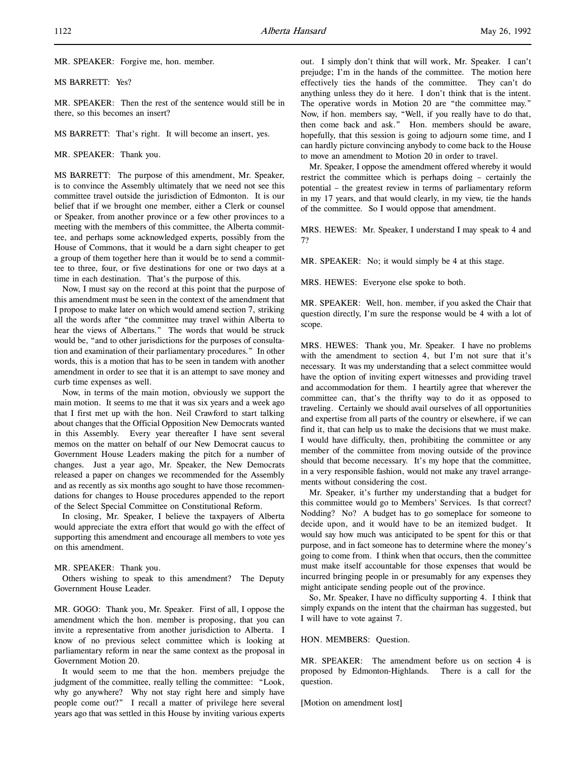MR. SPEAKER: Forgive me, hon. member.

MS BARRETT: Yes?

MR. SPEAKER: Then the rest of the sentence would still be in there, so this becomes an insert?

MS BARRETT: That's right. It will become an insert, yes.

MR. SPEAKER: Thank you.

MS BARRETT: The purpose of this amendment, Mr. Speaker, is to convince the Assembly ultimately that we need not see this committee travel outside the jurisdiction of Edmonton. It is our belief that if we brought one member, either a Clerk or counsel or Speaker, from another province or a few other provinces to a meeting with the members of this committee, the Alberta committee, and perhaps some acknowledged experts, possibly from the House of Commons, that it would be a darn sight cheaper to get a group of them together here than it would be to send a committee to three, four, or five destinations for one or two days at a time in each destination. That's the purpose of this.

Now, I must say on the record at this point that the purpose of this amendment must be seen in the context of the amendment that I propose to make later on which would amend section 7, striking all the words after "the committee may travel within Alberta to hear the views of Albertans." The words that would be struck would be, "and to other jurisdictions for the purposes of consultation and examination of their parliamentary procedures." In other words, this is a motion that has to be seen in tandem with another amendment in order to see that it is an attempt to save money and curb time expenses as well.

Now, in terms of the main motion, obviously we support the main motion. It seems to me that it was six years and a week ago that I first met up with the hon. Neil Crawford to start talking about changes that the Official Opposition New Democrats wanted in this Assembly. Every year thereafter I have sent several memos on the matter on behalf of our New Democrat caucus to Government House Leaders making the pitch for a number of changes. Just a year ago, Mr. Speaker, the New Democrats released a paper on changes we recommended for the Assembly and as recently as six months ago sought to have those recommendations for changes to House procedures appended to the report of the Select Special Committee on Constitutional Reform.

In closing, Mr. Speaker, I believe the taxpayers of Alberta would appreciate the extra effort that would go with the effect of supporting this amendment and encourage all members to vote yes on this amendment.

MR. SPEAKER: Thank you.

Others wishing to speak to this amendment? The Deputy Government House Leader.

MR. GOGO: Thank you, Mr. Speaker. First of all, I oppose the amendment which the hon. member is proposing, that you can invite a representative from another jurisdiction to Alberta. I know of no previous select committee which is looking at parliamentary reform in near the same context as the proposal in Government Motion 20.

It would seem to me that the hon. members prejudge the judgment of the committee, really telling the committee: "Look, why go anywhere? Why not stay right here and simply have people come out?" I recall a matter of privilege here several years ago that was settled in this House by inviting various experts out. I simply don't think that will work, Mr. Speaker. I can't prejudge; I'm in the hands of the committee. The motion here effectively ties the hands of the committee. They can't do anything unless they do it here. I don't think that is the intent. The operative words in Motion 20 are "the committee may." Now, if hon. members say, "Well, if you really have to do that, then come back and ask." Hon. members should be aware, hopefully, that this session is going to adjourn some time, and I can hardly picture convincing anybody to come back to the House to move an amendment to Motion 20 in order to travel.

Mr. Speaker, I oppose the amendment offered whereby it would restrict the committee which is perhaps doing – certainly the potential – the greatest review in terms of parliamentary reform in my 17 years, and that would clearly, in my view, tie the hands of the committee. So I would oppose that amendment.

MRS. HEWES: Mr. Speaker, I understand I may speak to 4 and 7?

MR. SPEAKER: No; it would simply be 4 at this stage.

MRS. HEWES: Everyone else spoke to both.

MR. SPEAKER: Well, hon. member, if you asked the Chair that question directly, I'm sure the response would be 4 with a lot of scope.

MRS. HEWES: Thank you, Mr. Speaker. I have no problems with the amendment to section 4, but I'm not sure that it's necessary. It was my understanding that a select committee would have the option of inviting expert witnesses and providing travel and accommodation for them. I heartily agree that wherever the committee can, that's the thrifty way to do it as opposed to traveling. Certainly we should avail ourselves of all opportunities and expertise from all parts of the country or elsewhere, if we can find it, that can help us to make the decisions that we must make. I would have difficulty, then, prohibiting the committee or any member of the committee from moving outside of the province should that become necessary. It's my hope that the committee, in a very responsible fashion, would not make any travel arrangements without considering the cost.

Mr. Speaker, it's further my understanding that a budget for this committee would go to Members' Services. Is that correct? Nodding? No? A budget has to go someplace for someone to decide upon, and it would have to be an itemized budget. It would say how much was anticipated to be spent for this or that purpose, and in fact someone has to determine where the money's going to come from. I think when that occurs, then the committee must make itself accountable for those expenses that would be incurred bringing people in or presumably for any expenses they might anticipate sending people out of the province.

So, Mr. Speaker, I have no difficulty supporting 4. I think that simply expands on the intent that the chairman has suggested, but I will have to vote against 7.

HON. MEMBERS: Question.

MR. SPEAKER: The amendment before us on section 4 is proposed by Edmonton-Highlands. There is a call for the question.

[Motion on amendment lost]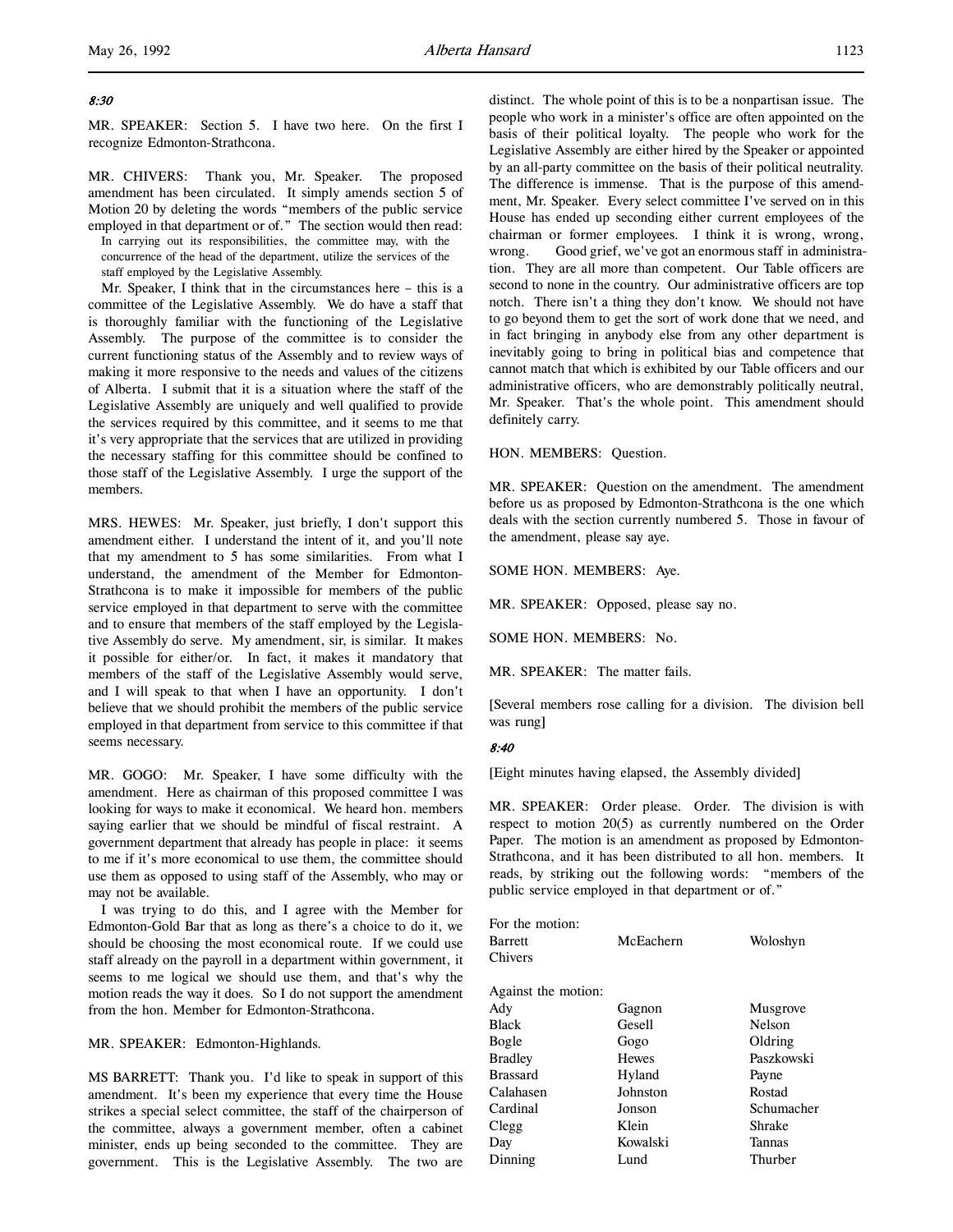*8:30*

MR. SPEAKER: Section 5. I have two here. On the first I recognize Edmonton-Strathcona.

MR. CHIVERS: Thank you, Mr. Speaker. The proposed amendment has been circulated. It simply amends section 5 of Motion 20 by deleting the words "members of the public service employed in that department or of." The section would then read:

> In carrying out its responsibilities, the committee may, with the concurrence of the head of the department, utilize the services of the staff employed by the Legislative Assembly.

Mr. Speaker, I think that in the circumstances here – this is a committee of the Legislative Assembly. We do have a staff that is thoroughly familiar with the functioning of the Legislative Assembly. The purpose of the committee is to consider the current functioning status of the Assembly and to review ways of making it more responsive to the needs and values of the citizens of Alberta. I submit that it is a situation where the staff of the Legislative Assembly are uniquely and well qualified to provide the services required by this committee, and it seems to me that it's very appropriate that the services that are utilized in providing the necessary staffing for this committee should be confined to those staff of the Legislative Assembly. I urge the support of the members.

MRS. HEWES: Mr. Speaker, just briefly, I don't support this amendment either. I understand the intent of it, and you'll note that my amendment to 5 has some similarities. From what I understand, the amendment of the Member for Edmonton-Strathcona is to make it impossible for members of the public service employed in that department to serve with the committee and to ensure that members of the staff employed by the Legislative Assembly do serve. My amendment, sir, is similar. It makes it possible for either/or. In fact, it makes it mandatory that members of the staff of the Legislative Assembly would serve, and I will speak to that when I have an opportunity. I don't believe that we should prohibit the members of the public service employed in that department from service to this committee if that seems necessary.

MR. GOGO: Mr. Speaker, I have some difficulty with the amendment. Here as chairman of this proposed committee I was looking for ways to make it economical. We heard hon. members saying earlier that we should be mindful of fiscal restraint. A government department that already has people in place: it seems to me if it's more economical to use them, the committee should use them as opposed to using staff of the Assembly, who may or may not be available.

I was trying to do this, and I agree with the Member for Edmonton-Gold Bar that as long as there's a choice to do it, we should be choosing the most economical route. If we could use staff already on the payroll in a department within government, it seems to me logical we should use them, and that's why the motion reads the way it does. So I do not support the amendment from the hon. Member for Edmonton-Strathcona.

MR. SPEAKER: Edmonton-Highlands.

MS BARRETT: Thank you. I'd like to speak in support of this amendment. It's been my experience that every time the House strikes a special select committee, the staff of the chairperson of the committee, always a government member, often a cabinet minister, ends up being seconded to the committee. They are government. This is the Legislative Assembly. The two are distinct. The whole point of this is to be a nonpartisan issue. The people who work in a minister's office are often appointed on the basis of their political loyalty. The people who work for the Legislative Assembly are either hired by the Speaker or appointed by an all-party committee on the basis of their political neutrality. The difference is immense. That is the purpose of this amendment, Mr. Speaker. Every select committee I've served on in this House has ended up seconding either current employees of the chairman or former employees. I think it is wrong, wrong, wrong. Good grief, we've got an enormous staff in administration. They are all more than competent. Our Table officers are second to none in the country. Our administrative officers are top notch. There isn't a thing they don't know. We should not have to go beyond them to get the sort of work done that we need, and in fact bringing in anybody else from any other department is inevitably going to bring in political bias and competence that cannot match that which is exhibited by our Table officers and our administrative officers, who are demonstrably politically neutral, Mr. Speaker. That's the whole point. This amendment should definitely carry.

HON. MEMBERS: Question.

MR. SPEAKER: Question on the amendment. The amendment before us as proposed by Edmonton-Strathcona is the one which deals with the section currently numbered 5. Those in favour of the amendment, please say aye.

SOME HON. MEMBERS: Aye.

MR. SPEAKER: Opposed, please say no.

SOME HON. MEMBERS: No.

MR. SPEAKER: The matter fails.

[Several members rose calling for a division. The division bell was rung]

*8:40*

[Eight minutes having elapsed, the Assembly divided]

MR. SPEAKER: Order please. Order. The division is with respect to motion 20(5) as currently numbered on the Order Paper. The motion is an amendment as proposed by Edmonton-Strathcona, and it has been distributed to all hon. members. It reads, by striking out the following words: "members of the public service employed in that department or of."

For the motion:

| | | |
|---|---|---|
| Barrett | McEachern | Woloshyn |
| Chivers | | |

Against the motion:

| | | |
|---|---|---|
| Ady | Gagnon | Musgrove |
| Black | Gesell | Nelson |
| Bogle | Gogo | Oldring |
| Bradley | Hewes | Paszkowski |
| Brassard | Hyland | Payne |
| Calahasen | Johnston | Rostad |
| Cardinal | Jonson | Schumacher |
| Clegg | Klein | Shrake |
| Day | Kowalski | Tannas |
| Dinning | Lund | Thurber |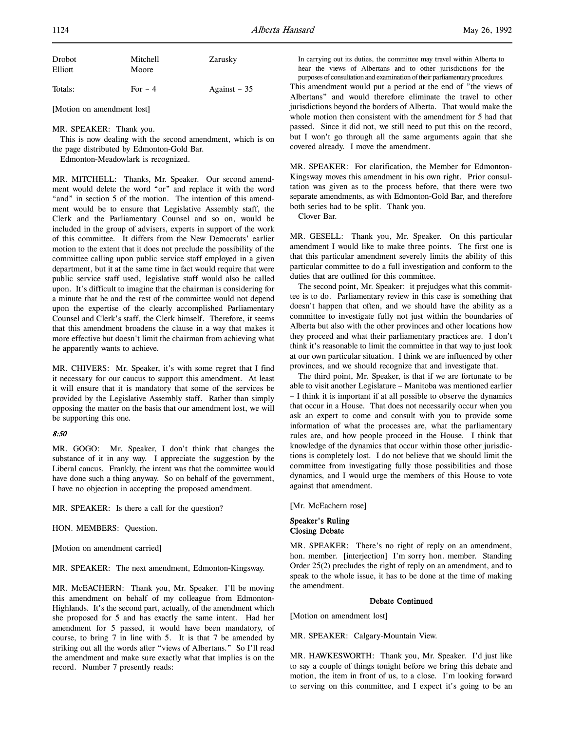| | | |
|---|---|---|
| Drobot | Mitchell | Zarusky |
| Elliott | Moore | |
| Totals: | For – 4 | Against – 35 |

[Motion on amendment lost]

MR. SPEAKER: Thank you.

This is now dealing with the second amendment, which is on the page distributed by Edmonton-Gold Bar.

Edmonton-Meadowlark is recognized.

MR. MITCHELL: Thanks, Mr. Speaker. Our second amendment would delete the word "or" and replace it with the word "and" in section 5 of the motion. The intention of this amendment would be to ensure that Legislative Assembly staff, the Clerk and the Parliamentary Counsel and so on, would be included in the group of advisers, experts in support of the work of this committee. It differs from the New Democrats' earlier motion to the extent that it does not preclude the possibility of the committee calling upon public service staff employed in a given department, but it at the same time in fact would require that were public service staff used, legislative staff would also be called upon. It's difficult to imagine that the chairman is considering for a minute that he and the rest of the committee would not depend upon the expertise of the clearly accomplished Parliamentary Counsel and Clerk's staff, the Clerk himself. Therefore, it seems that this amendment broadens the clause in a way that makes it more effective but doesn't limit the chairman from achieving what he apparently wants to achieve.

MR. CHIVERS: Mr. Speaker, it's with some regret that I find it necessary for our caucus to support this amendment. At least it will ensure that it is mandatory that some of the services be provided by the Legislative Assembly staff. Rather than simply opposing the matter on the basis that our amendment lost, we will be supporting this one.

*8:50*

MR. GOGO: Mr. Speaker, I don't think that changes the substance of it in any way. I appreciate the suggestion by the Liberal caucus. Frankly, the intent was that the committee would have done such a thing anyway. So on behalf of the government, I have no objection in accepting the proposed amendment.

MR. SPEAKER: Is there a call for the question?

HON. MEMBERS: Question.

[Motion on amendment carried]

MR. SPEAKER: The next amendment, Edmonton-Kingsway.

MR. McEACHERN: Thank you, Mr. Speaker. I'll be moving this amendment on behalf of my colleague from Edmonton-Highlands. It's the second part, actually, of the amendment which she proposed for 5 and has exactly the same intent. Had her amendment for 5 passed, it would have been mandatory, of course, to bring 7 in line with 5. It is that 7 be amended by striking out all the words after "views of Albertans." So I'll read the amendment and make sure exactly what that implies is on the record. Number 7 presently reads:

> In carrying out its duties, the committee may travel within Alberta to hear the views of Albertans and to other jurisdictions for the purposes of consultation and examination of their parliamentary procedures.

This amendment would put a period at the end of "the views of Albertans" and would therefore eliminate the travel to other jurisdictions beyond the borders of Alberta. That would make the whole motion then consistent with the amendment for 5 had that passed. Since it did not, we still need to put this on the record, but I won't go through all the same arguments again that she covered already. I move the amendment.

MR. SPEAKER: For clarification, the Member for Edmonton-Kingsway moves this amendment in his own right. Prior consultation was given as to the process before, that there were two separate amendments, as with Edmonton-Gold Bar, and therefore both series had to be split. Thank you.

Clover Bar.

MR. GESELL: Thank you, Mr. Speaker. On this particular amendment I would like to make three points. The first one is that this particular amendment severely limits the ability of this particular committee to do a full investigation and conform to the duties that are outlined for this committee.

The second point, Mr. Speaker: it prejudges what this committee is to do. Parliamentary review in this case is something that doesn't happen that often, and we should have the ability as a committee to investigate fully not just within the boundaries of Alberta but also with the other provinces and other locations how they proceed and what their parliamentary practices are. I don't think it's reasonable to limit the committee in that way to just look at our own particular situation. I think we are influenced by other provinces, and we should recognize that and investigate that.

The third point, Mr. Speaker, is that if we are fortunate to be able to visit another Legislature – Manitoba was mentioned earlier – I think it is important if at all possible to observe the dynamics that occur in a House. That does not necessarily occur when you ask an expert to come and consult with you to provide some information of what the processes are, what the parliamentary rules are, and how people proceed in the House. I think that knowledge of the dynamics that occur within those other jurisdictions is completely lost. I do not believe that we should limit the committee from investigating fully those possibilities and those dynamics, and I would urge the members of this House to vote against that amendment.

[Mr. McEachern rose]

### Speaker's Ruling
### Closing Debate

MR. SPEAKER: There's no right of reply on an amendment, hon. member. [interjection] I'm sorry hon. member. Standing Order 25(2) precludes the right of reply on an amendment, and to speak to the whole issue, it has to be done at the time of making the amendment.

### Debate Continued

[Motion on amendment lost]

MR. SPEAKER: Calgary-Mountain View.

MR. HAWKESWORTH: Thank you, Mr. Speaker. I'd just like to say a couple of things tonight before we bring this debate and motion, the item in front of us, to a close. I'm looking forward to serving on this committee, and I expect it's going to be an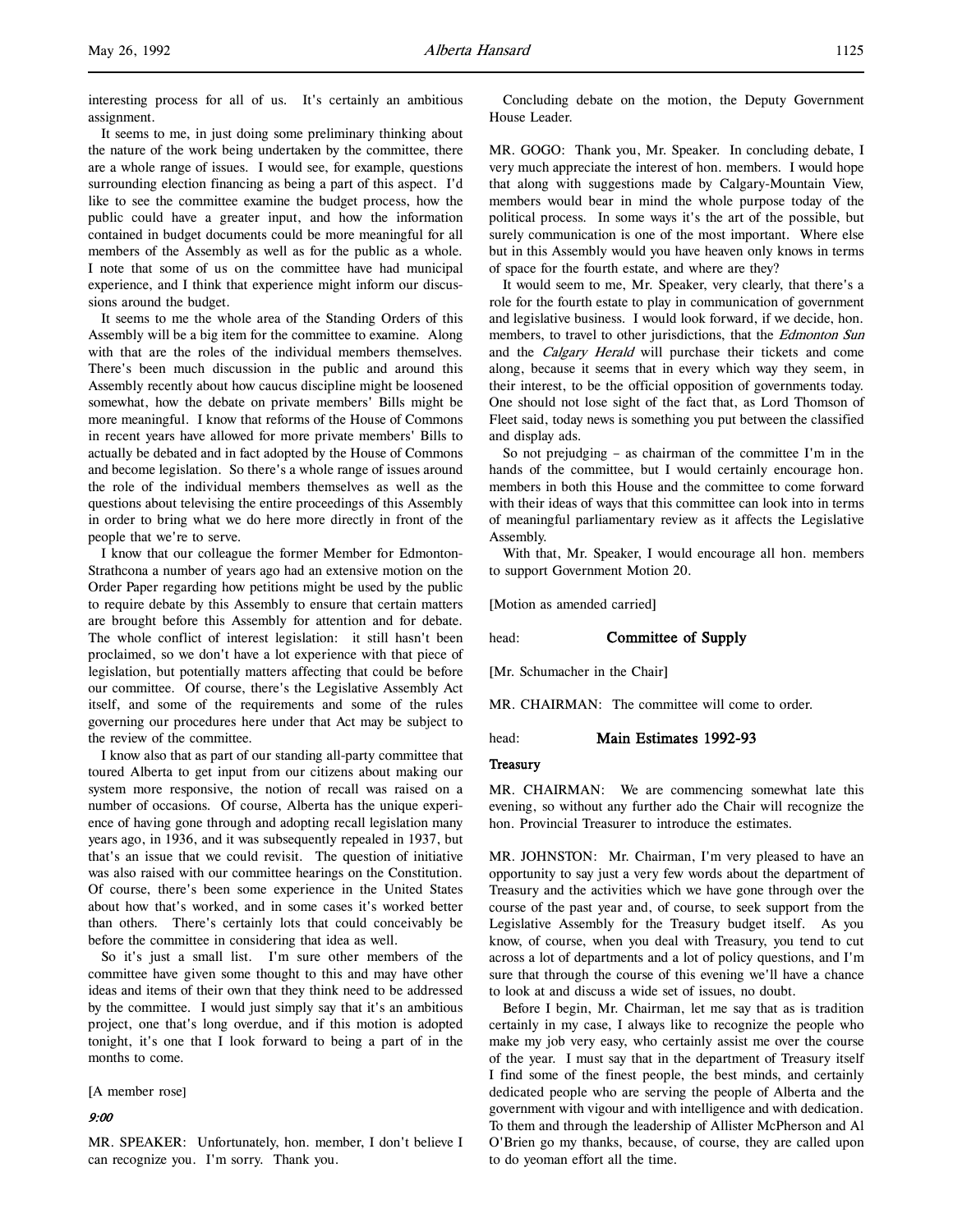interesting process for all of us. It's certainly an ambitious assignment.

It seems to me, in just doing some preliminary thinking about the nature of the work being undertaken by the committee, there are a whole range of issues. I would see, for example, questions surrounding election financing as being a part of this aspect. I'd like to see the committee examine the budget process, how the public could have a greater input, and how the information contained in budget documents could be more meaningful for all members of the Assembly as well as for the public as a whole. I note that some of us on the committee have had municipal experience, and I think that experience might inform our discussions around the budget.

It seems to me the whole area of the Standing Orders of this Assembly will be a big item for the committee to examine. Along with that are the roles of the individual members themselves. There's been much discussion in the public and around this Assembly recently about how caucus discipline might be loosened somewhat, how the debate on private members' Bills might be more meaningful. I know that reforms of the House of Commons in recent years have allowed for more private members' Bills to actually be debated and in fact adopted by the House of Commons and become legislation. So there's a whole range of issues around the role of the individual members themselves as well as the questions about televising the entire proceedings of this Assembly in order to bring what we do here more directly in front of the people that we're to serve.

I know that our colleague the former Member for Edmonton-Strathcona a number of years ago had an extensive motion on the Order Paper regarding how petitions might be used by the public to require debate by this Assembly to ensure that certain matters are brought before this Assembly for attention and for debate. The whole conflict of interest legislation: it still hasn't been proclaimed, so we don't have a lot experience with that piece of legislation, but potentially matters affecting that could be before our committee. Of course, there's the Legislative Assembly Act itself, and some of the requirements and some of the rules governing our procedures here under that Act may be subject to the review of the committee.

I know also that as part of our standing all-party committee that toured Alberta to get input from our citizens about making our system more responsive, the notion of recall was raised on a number of occasions. Of course, Alberta has the unique experience of having gone through and adopting recall legislation many years ago, in 1936, and it was subsequently repealed in 1937, but that's an issue that we could revisit. The question of initiative was also raised with our committee hearings on the Constitution. Of course, there's been some experience in the United States about how that's worked, and in some cases it's worked better than others. There's certainly lots that could conceivably be before the committee in considering that idea as well.

So it's just a small list. I'm sure other members of the committee have given some thought to this and may have other ideas and items of their own that they think need to be addressed by the committee. I would just simply say that it's an ambitious project, one that's long overdue, and if this motion is adopted tonight, it's one that I look forward to being a part of in the months to come.

[A member rose]

*9:00*

MR. SPEAKER: Unfortunately, hon. member, I don't believe I can recognize you. I'm sorry. Thank you.

Concluding debate on the motion, the Deputy Government House Leader.

MR. GOGO: Thank you, Mr. Speaker. In concluding debate, I very much appreciate the interest of hon. members. I would hope that along with suggestions made by Calgary-Mountain View, members would bear in mind the whole purpose today of the political process. In some ways it's the art of the possible, but surely communication is one of the most important. Where else but in this Assembly would you have heaven only knows in terms of space for the fourth estate, and where are they?

It would seem to me, Mr. Speaker, very clearly, that there's a role for the fourth estate to play in communication of government and legislative business. I would look forward, if we decide, hon. members, to travel to other jurisdictions, that the *Edmonton Sun* and the *Calgary Herald* will purchase their tickets and come along, because it seems that in every which way they seem, in their interest, to be the official opposition of governments today. One should not lose sight of the fact that, as Lord Thomson of Fleet said, today news is something you put between the classified and display ads.

So not prejudging – as chairman of the committee I'm in the hands of the committee, but I would certainly encourage hon. members in both this House and the committee to come forward with their ideas of ways that this committee can look into in terms of meaningful parliamentary review as it affects the Legislative Assembly.

With that, Mr. Speaker, I would encourage all hon. members to support Government Motion 20.

[Motion as amended carried]

## Committee of Supply

[Mr. Schumacher in the Chair]

MR. CHAIRMAN: The committee will come to order.

## Main Estimates 1992-93

### Treasury

MR. CHAIRMAN: We are commencing somewhat late this evening, so without any further ado the Chair will recognize the hon. Provincial Treasurer to introduce the estimates.

MR. JOHNSTON: Mr. Chairman, I'm very pleased to have an opportunity to say just a very few words about the department of Treasury and the activities which we have gone through over the course of the past year and, of course, to seek support from the Legislative Assembly for the Treasury budget itself. As you know, of course, when you deal with Treasury, you tend to cut across a lot of departments and a lot of policy questions, and I'm sure that through the course of this evening we'll have a chance to look at and discuss a wide set of issues, no doubt.

Before I begin, Mr. Chairman, let me say that as is tradition certainly in my case, I always like to recognize the people who make my job very easy, who certainly assist me over the course of the year. I must say that in the department of Treasury itself I find some of the finest people, the best minds, and certainly dedicated people who are serving the people of Alberta and the government with vigour and with intelligence and with dedication. To them and through the leadership of Allister McPherson and Al O'Brien go my thanks, because, of course, they are called upon to do yeoman effort all the time.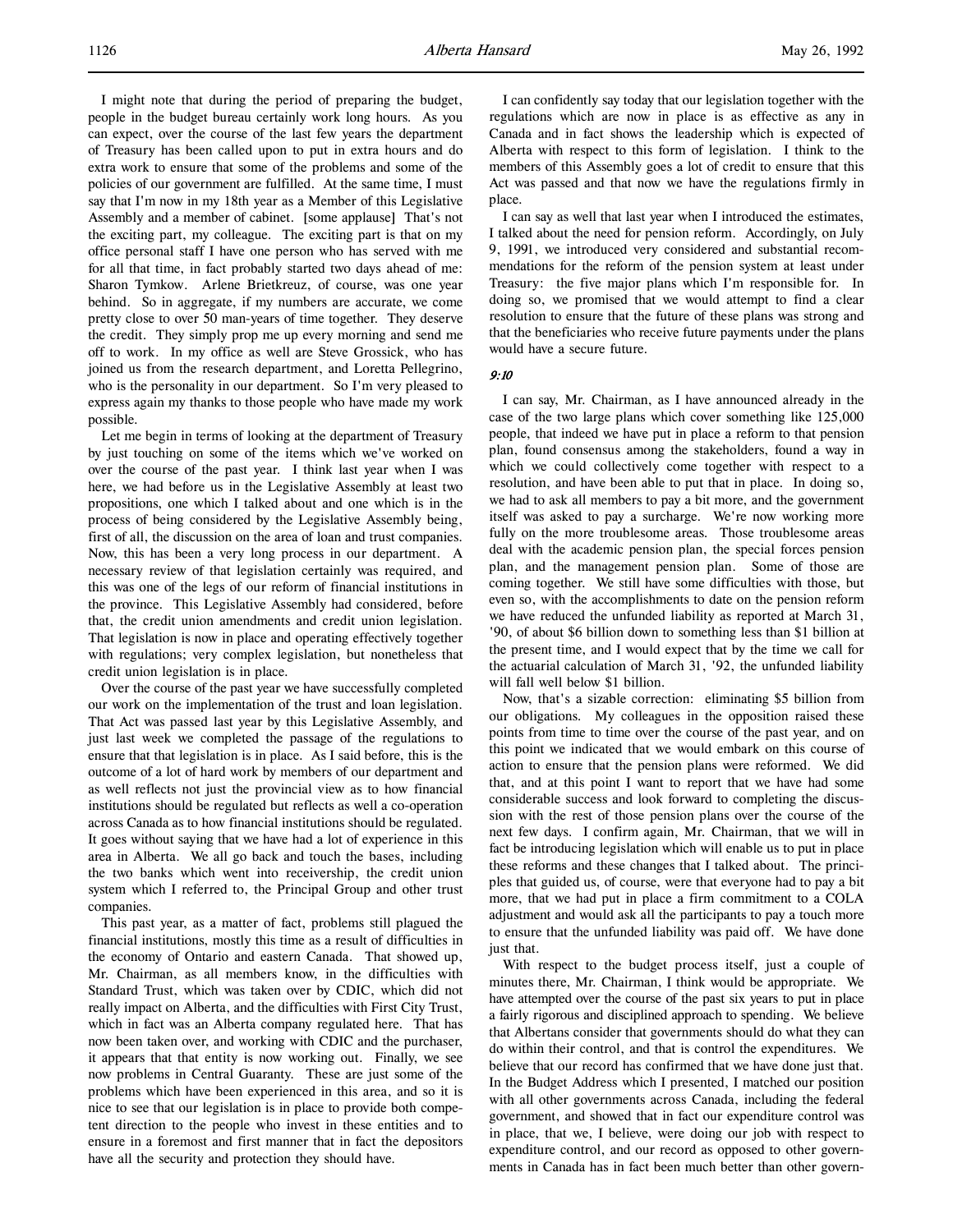I might note that during the period of preparing the budget, people in the budget bureau certainly work long hours. As you can expect, over the course of the last few years the department of Treasury has been called upon to put in extra hours and do extra work to ensure that some of the problems and some of the policies of our government are fulfilled. At the same time, I must say that I'm now in my 18th year as a Member of this Legislative Assembly and a member of cabinet. [some applause] That's not the exciting part, my colleague. The exciting part is that on my office personal staff I have one person who has served with me for all that time, in fact probably started two days ahead of me: Sharon Tymkow. Arlene Brietkreuz, of course, was one year behind. So in aggregate, if my numbers are accurate, we come pretty close to over 50 man-years of time together. They deserve the credit. They simply prop me up every morning and send me off to work. In my office as well are Steve Grossick, who has joined us from the research department, and Loretta Pellegrino, who is the personality in our department. So I'm very pleased to express again my thanks to those people who have made my work possible.

Let me begin in terms of looking at the department of Treasury by just touching on some of the items which we've worked on over the course of the past year. I think last year when I was here, we had before us in the Legislative Assembly at least two propositions, one which I talked about and one which is in the process of being considered by the Legislative Assembly being, first of all, the discussion on the area of loan and trust companies. Now, this has been a very long process in our department. A necessary review of that legislation certainly was required, and this was one of the legs of our reform of financial institutions in the province. This Legislative Assembly had considered, before that, the credit union amendments and credit union legislation. That legislation is now in place and operating effectively together with regulations; very complex legislation, but nonetheless that credit union legislation is in place.

Over the course of the past year we have successfully completed our work on the implementation of the trust and loan legislation. That Act was passed last year by this Legislative Assembly, and just last week we completed the passage of the regulations to ensure that that legislation is in place. As I said before, this is the outcome of a lot of hard work by members of our department and as well reflects not just the provincial view as to how financial institutions should be regulated but reflects as well a co-operation across Canada as to how financial institutions should be regulated. It goes without saying that we have had a lot of experience in this area in Alberta. We all go back and touch the bases, including the two banks which went into receivership, the credit union system which I referred to, the Principal Group and other trust companies.

This past year, as a matter of fact, problems still plagued the financial institutions, mostly this time as a result of difficulties in the economy of Ontario and eastern Canada. That showed up, Mr. Chairman, as all members know, in the difficulties with Standard Trust, which was taken over by CDIC, which did not really impact on Alberta, and the difficulties with First City Trust, which in fact was an Alberta company regulated here. That has now been taken over, and working with CDIC and the purchaser, it appears that that entity is now working out. Finally, we see now problems in Central Guaranty. These are just some of the problems which have been experienced in this area, and so it is nice to see that our legislation is in place to provide both competent direction to the people who invest in these entities and to ensure in a foremost and first manner that in fact the depositors have all the security and protection they should have.

I can confidently say today that our legislation together with the regulations which are now in place is as effective as any in Canada and in fact shows the leadership which is expected of Alberta with respect to this form of legislation. I think to the members of this Assembly goes a lot of credit to ensure that this Act was passed and that now we have the regulations firmly in place.

I can say as well that last year when I introduced the estimates, I talked about the need for pension reform. Accordingly, on July 9, 1991, we introduced very considered and substantial recommendations for the reform of the pension system at least under Treasury: the five major plans which I'm responsible for. In doing so, we promised that we would attempt to find a clear resolution to ensure that the future of these plans was strong and that the beneficiaries who receive future payments under the plans would have a secure future.

*9:10*

I can say, Mr. Chairman, as I have announced already in the case of the two large plans which cover something like 125,000 people, that indeed we have put in place a reform to that pension plan, found consensus among the stakeholders, found a way in which we could collectively come together with respect to a resolution, and have been able to put that in place. In doing so, we had to ask all members to pay a bit more, and the government itself was asked to pay a surcharge. We're now working more fully on the more troublesome areas. Those troublesome areas deal with the academic pension plan, the special forces pension plan, and the management pension plan. Some of those are coming together. We still have some difficulties with those, but even so, with the accomplishments to date on the pension reform we have reduced the unfunded liability as reported at March 31, '90, of about $6 billion down to something less than $1 billion at the present time, and I would expect that by the time we call for the actuarial calculation of March 31, '92, the unfunded liability will fall well below $1 billion.

Now, that's a sizable correction: eliminating $5 billion from our obligations. My colleagues in the opposition raised these points from time to time over the course of the past year, and on this point we indicated that we would embark on this course of action to ensure that the pension plans were reformed. We did that, and at this point I want to report that we have had some considerable success and look forward to completing the discussion with the rest of those pension plans over the course of the next few days. I confirm again, Mr. Chairman, that we will in fact be introducing legislation which will enable us to put in place these reforms and these changes that I talked about. The principles that guided us, of course, were that everyone had to pay a bit more, that we had put in place a firm commitment to a COLA adjustment and would ask all the participants to pay a touch more to ensure that the unfunded liability was paid off. We have done just that.

With respect to the budget process itself, just a couple of minutes there, Mr. Chairman, I think would be appropriate. We have attempted over the course of the past six years to put in place a fairly rigorous and disciplined approach to spending. We believe that Albertans consider that governments should do what they can do within their control, and that is control the expenditures. We believe that our record has confirmed that we have done just that. In the Budget Address which I presented, I matched our position with all other governments across Canada, including the federal government, and showed that in fact our expenditure control was in place, that we, I believe, were doing our job with respect to expenditure control, and our record as opposed to other governments in Canada has in fact been much better than other govern-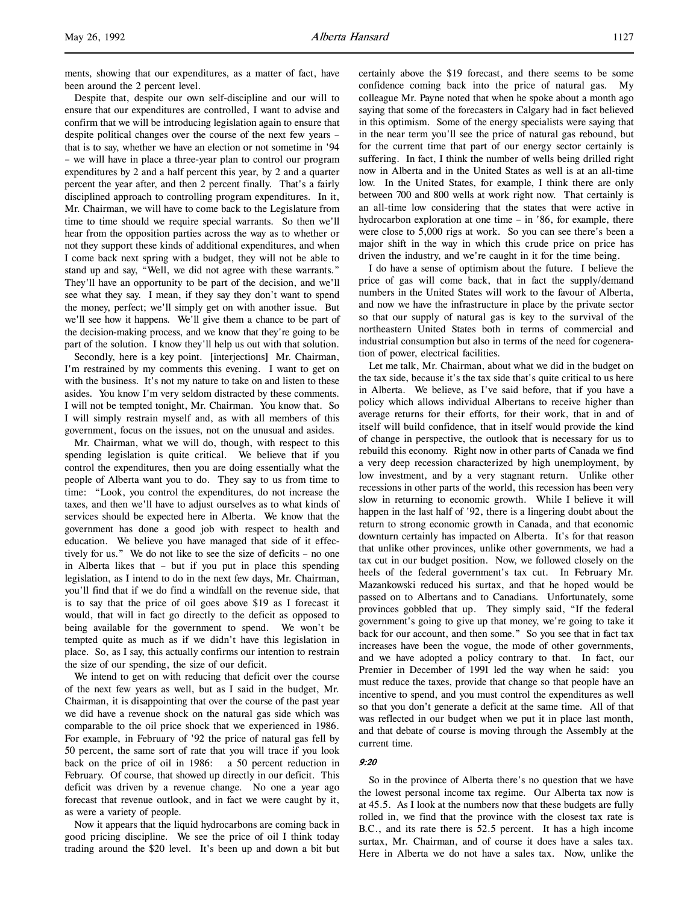ments, showing that our expenditures, as a matter of fact, have been around the 2 percent level.

Despite that, despite our own self-discipline and our will to ensure that our expenditures are controlled, I want to advise and confirm that we will be introducing legislation again to ensure that despite political changes over the course of the next few years – that is to say, whether we have an election or not sometime in '94 – we will have in place a three-year plan to control our program expenditures by 2 and a half percent this year, by 2 and a quarter percent the year after, and then 2 percent finally. That's a fairly disciplined approach to controlling program expenditures. In it, Mr. Chairman, we will have to come back to the Legislature from time to time should we require special warrants. So then we'll hear from the opposition parties across the way as to whether or not they support these kinds of additional expenditures, and when I come back next spring with a budget, they will not be able to stand up and say, "Well, we did not agree with these warrants." They'll have an opportunity to be part of the decision, and we'll see what they say. I mean, if they say they don't want to spend the money, perfect; we'll simply get on with another issue. But we'll see how it happens. We'll give them a chance to be part of the decision-making process, and we know that they're going to be part of the solution. I know they'll help us out with that solution.

Secondly, here is a key point. [interjections] Mr. Chairman, I'm restrained by my comments this evening. I want to get on with the business. It's not my nature to take on and listen to these asides. You know I'm very seldom distracted by these comments. I will not be tempted tonight, Mr. Chairman. You know that. So I will simply restrain myself and, as with all members of this government, focus on the issues, not on the unusual and asides.

Mr. Chairman, what we will do, though, with respect to this spending legislation is quite critical. We believe that if you control the expenditures, then you are doing essentially what the people of Alberta want you to do. They say to us from time to time: "Look, you control the expenditures, do not increase the taxes, and then we'll have to adjust ourselves as to what kinds of services should be expected here in Alberta. We know that the government has done a good job with respect to health and education. We believe you have managed that side of it effectively for us." We do not like to see the size of deficits – no one in Alberta likes that – but if you put in place this spending legislation, as I intend to do in the next few days, Mr. Chairman, you'll find that if we do find a windfall on the revenue side, that is to say that the price of oil goes above $19 as I forecast it would, that will in fact go directly to the deficit as opposed to being available for the government to spend. We won't be tempted quite as much as if we didn't have this legislation in place. So, as I say, this actually confirms our intention to restrain the size of our spending, the size of our deficit.

We intend to get on with reducing that deficit over the course of the next few years as well, but as I said in the budget, Mr. Chairman, it is disappointing that over the course of the past year we did have a revenue shock on the natural gas side which was comparable to the oil price shock that we experienced in 1986. For example, in February of '92 the price of natural gas fell by 50 percent, the same sort of rate that you will trace if you look back on the price of oil in 1986: a 50 percent reduction in February. Of course, that showed up directly in our deficit. This deficit was driven by a revenue change. No one a year ago forecast that revenue outlook, and in fact we were caught by it, as were a variety of people.

Now it appears that the liquid hydrocarbons are coming back in good pricing discipline. We see the price of oil I think today trading around the $20 level. It's been up and down a bit but certainly above the $19 forecast, and there seems to be some confidence coming back into the price of natural gas. My colleague Mr. Payne noted that when he spoke about a month ago saying that some of the forecasters in Calgary had in fact believed in this optimism. Some of the energy specialists were saying that in the near term you'll see the price of natural gas rebound, but for the current time that part of our energy sector certainly is suffering. In fact, I think the number of wells being drilled right now in Alberta and in the United States as well is at an all-time low. In the United States, for example, I think there are only between 700 and 800 wells at work right now. That certainly is an all-time low considering that the states that were active in hydrocarbon exploration at one time – in '86, for example, there were close to 5,000 rigs at work. So you can see there's been a major shift in the way in which this crude price on price has driven the industry, and we're caught in it for the time being.

I do have a sense of optimism about the future. I believe the price of gas will come back, that in fact the supply/demand numbers in the United States will work to the favour of Alberta, and now we have the infrastructure in place by the private sector so that our supply of natural gas is key to the survival of the northeastern United States both in terms of commercial and industrial consumption but also in terms of the need for cogeneration of power, electrical facilities.

Let me talk, Mr. Chairman, about what we did in the budget on the tax side, because it's the tax side that's quite critical to us here in Alberta. We believe, as I've said before, that if you have a policy which allows individual Albertans to receive higher than average returns for their efforts, for their work, that in and of itself will build confidence, that in itself would provide the kind of change in perspective, the outlook that is necessary for us to rebuild this economy. Right now in other parts of Canada we find a very deep recession characterized by high unemployment, by low investment, and by a very stagnant return. Unlike other recessions in other parts of the world, this recession has been very slow in returning to economic growth. While I believe it will happen in the last half of '92, there is a lingering doubt about the return to strong economic growth in Canada, and that economic downturn certainly has impacted on Alberta. It's for that reason that unlike other provinces, unlike other governments, we had a tax cut in our budget position. Now, we followed closely on the heels of the federal government's tax cut. In February Mr. Mazankowski reduced his surtax, and that he hoped would be passed on to Albertans and to Canadians. Unfortunately, some provinces gobbled that up. They simply said, "If the federal government's going to give up that money, we're going to take it back for our account, and then some." So you see that in fact tax increases have been the vogue, the mode of other governments, and we have adopted a policy contrary to that. In fact, our Premier in December of 1991 led the way when he said: you must reduce the taxes, provide that change so that people have an incentive to spend, and you must control the expenditures as well so that you don't generate a deficit at the same time. All of that was reflected in our budget when we put it in place last month, and that debate of course is moving through the Assembly at the current time.

*9:20*

So in the province of Alberta there's no question that we have the lowest personal income tax regime. Our Alberta tax now is at 45.5. As I look at the numbers now that these budgets are fully rolled in, we find that the province with the closest tax rate is B.C., and its rate there is 52.5 percent. It has a high income surtax, Mr. Chairman, and of course it does have a sales tax. Here in Alberta we do not have a sales tax. Now, unlike the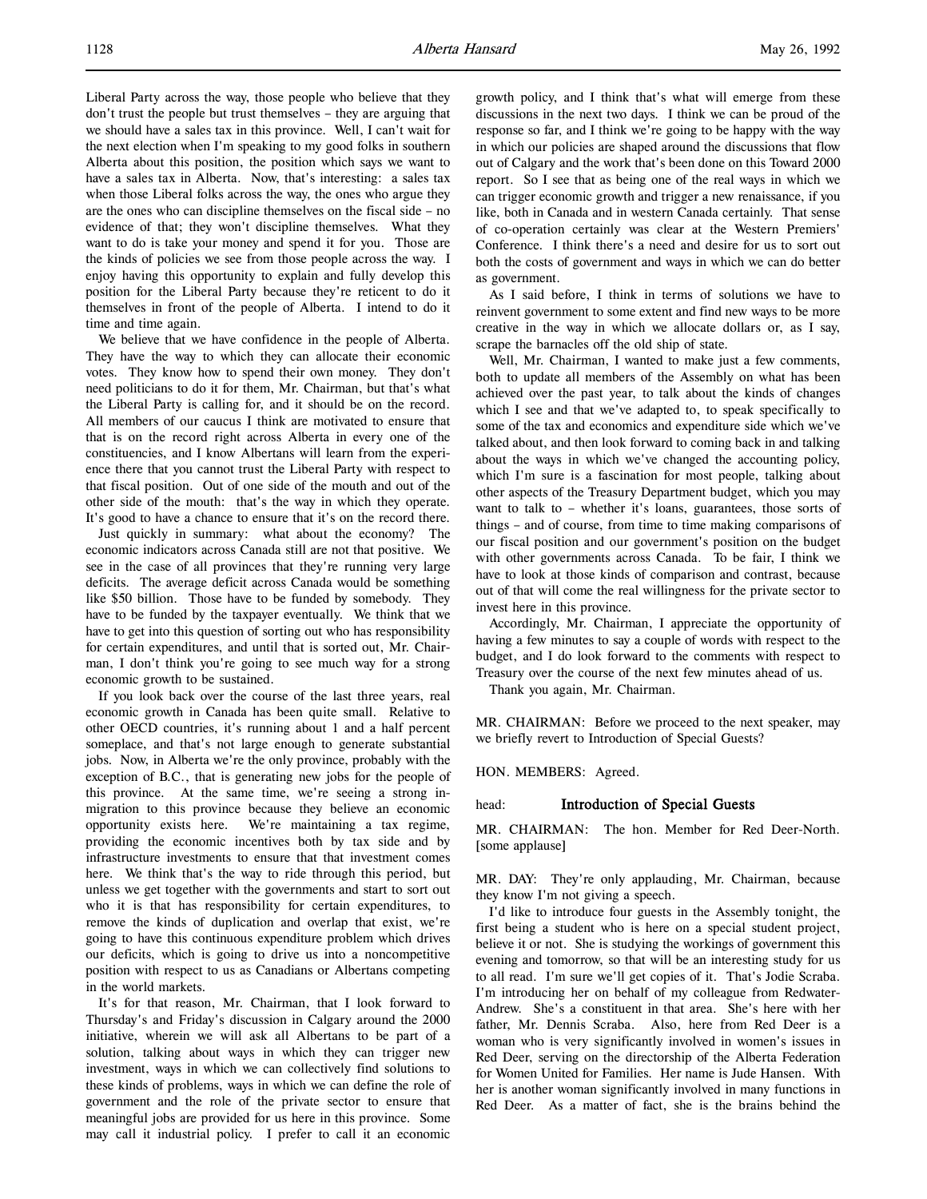Liberal Party across the way, those people who believe that they don't trust the people but trust themselves – they are arguing that we should have a sales tax in this province. Well, I can't wait for the next election when I'm speaking to my good folks in southern Alberta about this position, the position which says we want to have a sales tax in Alberta. Now, that's interesting: a sales tax when those Liberal folks across the way, the ones who argue they are the ones who can discipline themselves on the fiscal side – no evidence of that; they won't discipline themselves. What they want to do is take your money and spend it for you. Those are the kinds of policies we see from those people across the way. I enjoy having this opportunity to explain and fully develop this position for the Liberal Party because they're reticent to do it themselves in front of the people of Alberta. I intend to do it time and time again.

We believe that we have confidence in the people of Alberta. They have the way to which they can allocate their economic votes. They know how to spend their own money. They don't need politicians to do it for them, Mr. Chairman, but that's what the Liberal Party is calling for, and it should be on the record. All members of our caucus I think are motivated to ensure that that is on the record right across Alberta in every one of the constituencies, and I know Albertans will learn from the experience there that you cannot trust the Liberal Party with respect to that fiscal position. Out of one side of the mouth and out of the other side of the mouth: that's the way in which they operate. It's good to have a chance to ensure that it's on the record there.

Just quickly in summary: what about the economy? The economic indicators across Canada still are not that positive. We see in the case of all provinces that they're running very large deficits. The average deficit across Canada would be something like $50 billion. Those have to be funded by somebody. They have to be funded by the taxpayer eventually. We think that we have to get into this question of sorting out who has responsibility for certain expenditures, and until that is sorted out, Mr. Chairman, I don't think you're going to see much way for a strong economic growth to be sustained.

If you look back over the course of the last three years, real economic growth in Canada has been quite small. Relative to other OECD countries, it's running about 1 and a half percent someplace, and that's not large enough to generate substantial jobs. Now, in Alberta we're the only province, probably with the exception of B.C., that is generating new jobs for the people of this province. At the same time, we're seeing a strong in-migration to this province because they believe an economic opportunity exists here. We're maintaining a tax regime, providing the economic incentives both by tax side and by infrastructure investments to ensure that that investment comes here. We think that's the way to ride through this period, but unless we get together with the governments and start to sort out who it is that has responsibility for certain expenditures, to remove the kinds of duplication and overlap that exist, we're going to have this continuous expenditure problem which drives our deficits, which is going to drive us into a noncompetitive position with respect to us as Canadians or Albertans competing in the world markets.

It's for that reason, Mr. Chairman, that I look forward to Thursday's and Friday's discussion in Calgary around the 2000 initiative, wherein we will ask all Albertans to be part of a solution, talking about ways in which they can trigger new investment, ways in which we can collectively find solutions to these kinds of problems, ways in which we can define the role of government and the role of the private sector to ensure that meaningful jobs are provided for us here in this province. Some may call it industrial policy. I prefer to call it an economic growth policy, and I think that's what will emerge from these discussions in the next two days. I think we can be proud of the response so far, and I think we're going to be happy with the way in which our policies are shaped around the discussions that flow out of Calgary and the work that's been done on this Toward 2000 report. So I see that as being one of the real ways in which we can trigger economic growth and trigger a new renaissance, if you like, both in Canada and in western Canada certainly. That sense of co-operation certainly was clear at the Western Premiers' Conference. I think there's a need and desire for us to sort out both the costs of government and ways in which we can do better as government.

As I said before, I think in terms of solutions we have to reinvent government to some extent and find new ways to be more creative in the way in which we allocate dollars or, as I say, scrape the barnacles off the old ship of state.

Well, Mr. Chairman, I wanted to make just a few comments, both to update all members of the Assembly on what has been achieved over the past year, to talk about the kinds of changes which I see and that we've adapted to, to speak specifically to some of the tax and economics and expenditure side which we've talked about, and then look forward to coming back in and talking about the ways in which we've changed the accounting policy, which I'm sure is a fascination for most people, talking about other aspects of the Treasury Department budget, which you may want to talk to – whether it's loans, guarantees, those sorts of things – and of course, from time to time making comparisons of our fiscal position and our government's position on the budget with other governments across Canada. To be fair, I think we have to look at those kinds of comparison and contrast, because out of that will come the real willingness for the private sector to invest here in this province.

Accordingly, Mr. Chairman, I appreciate the opportunity of having a few minutes to say a couple of words with respect to the budget, and I do look forward to the comments with respect to Treasury over the course of the next few minutes ahead of us.

Thank you again, Mr. Chairman.

MR. CHAIRMAN: Before we proceed to the next speaker, may we briefly revert to Introduction of Special Guests?

HON. MEMBERS: Agreed.

head: **Introduction of Special Guests**

MR. CHAIRMAN: The hon. Member for Red Deer-North. [some applause]

MR. DAY: They're only applauding, Mr. Chairman, because they know I'm not giving a speech.

I'd like to introduce four guests in the Assembly tonight, the first being a student who is here on a special student project, believe it or not. She is studying the workings of government this evening and tomorrow, so that will be an interesting study for us to all read. I'm sure we'll get copies of it. That's Jodie Scraba. I'm introducing her on behalf of my colleague from Redwater-Andrew. She's a constituent in that area. She's here with her father, Mr. Dennis Scraba. Also, here from Red Deer is a woman who is very significantly involved in women's issues in Red Deer, serving on the directorship of the Alberta Federation for Women United for Families. Her name is Jude Hansen. With her is another woman significantly involved in many functions in Red Deer. As a matter of fact, she is the brains behind the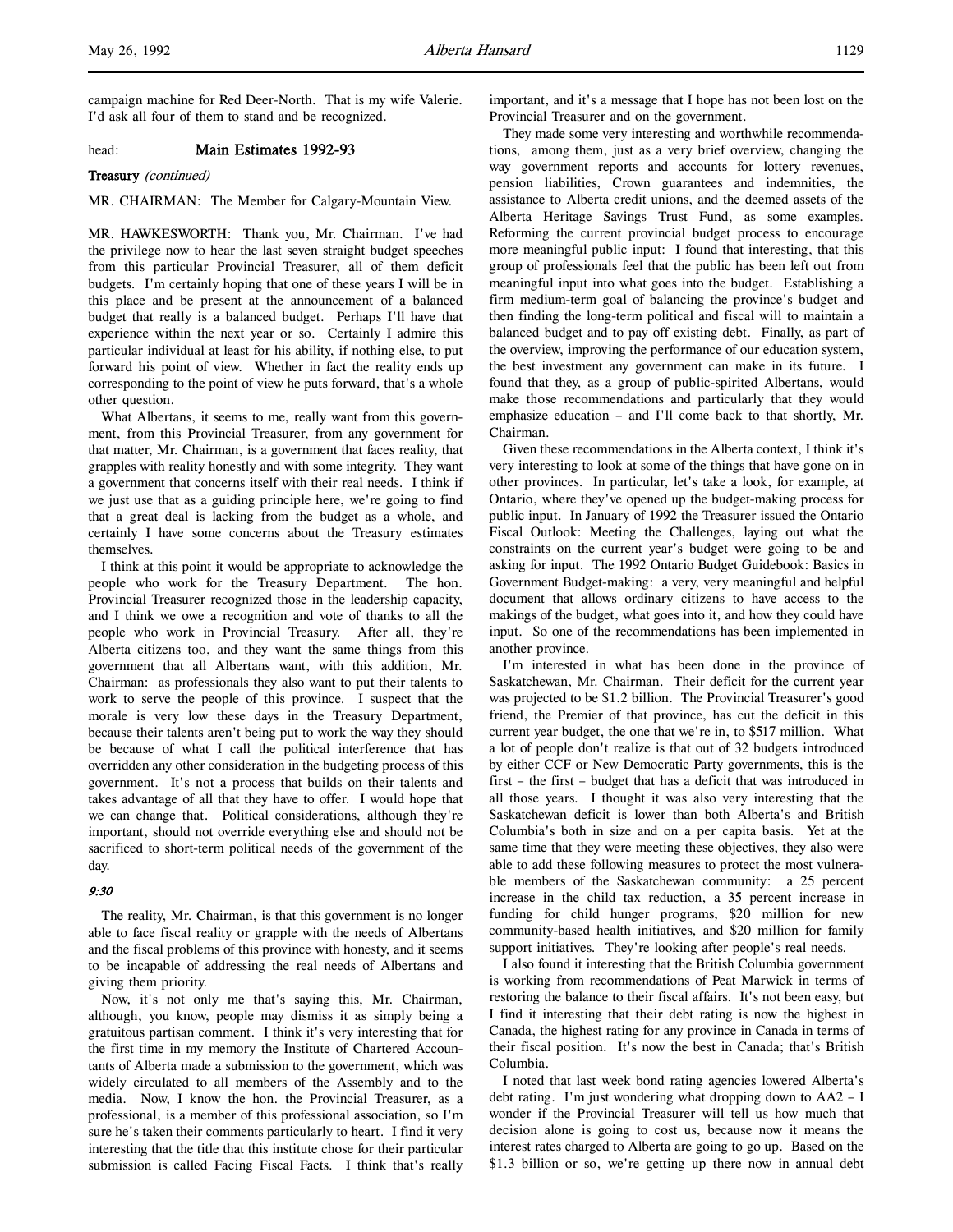campaign machine for Red Deer-North. That is my wife Valerie. I'd ask all four of them to stand and be recognized.

head: **Main Estimates 1992-93**

**Treasury** *(continued)*

MR. CHAIRMAN: The Member for Calgary-Mountain View.

MR. HAWKESWORTH: Thank you, Mr. Chairman. I've had the privilege now to hear the last seven straight budget speeches from this particular Provincial Treasurer, all of them deficit budgets. I'm certainly hoping that one of these years I will be in this place and be present at the announcement of a balanced budget that really is a balanced budget. Perhaps I'll have that experience within the next year or so. Certainly I admire this particular individual at least for his ability, if nothing else, to put forward his point of view. Whether in fact the reality ends up corresponding to the point of view he puts forward, that's a whole other question.

What Albertans, it seems to me, really want from this government, from this Provincial Treasurer, from any government for that matter, Mr. Chairman, is a government that faces reality, that grapples with reality honestly and with some integrity. They want a government that concerns itself with their real needs. I think if we just use that as a guiding principle here, we're going to find that a great deal is lacking from the budget as a whole, and certainly I have some concerns about the Treasury estimates themselves.

I think at this point it would be appropriate to acknowledge the people who work for the Treasury Department. The hon. Provincial Treasurer recognized those in the leadership capacity, and I think we owe a recognition and vote of thanks to all the people who work in Provincial Treasury. After all, they're Alberta citizens too, and they want the same things from this government that all Albertans want, with this addition, Mr. Chairman: as professionals they also want to put their talents to work to serve the people of this province. I suspect that the morale is very low these days in the Treasury Department, because their talents aren't being put to work the way they should be because of what I call the political interference that has overridden any other consideration in the budgeting process of this government. It's not a process that builds on their talents and takes advantage of all that they have to offer. I would hope that we can change that. Political considerations, although they're important, should not override everything else and should not be sacrificed to short-term political needs of the government of the day.

*9:30*

The reality, Mr. Chairman, is that this government is no longer able to face fiscal reality or grapple with the needs of Albertans and the fiscal problems of this province with honesty, and it seems to be incapable of addressing the real needs of Albertans and giving them priority.

Now, it's not only me that's saying this, Mr. Chairman, although, you know, people may dismiss it as simply being a gratuitous partisan comment. I think it's very interesting that for the first time in my memory the Institute of Chartered Accountants of Alberta made a submission to the government, which was widely circulated to all members of the Assembly and to the media. Now, I know the hon. the Provincial Treasurer, as a professional, is a member of this professional association, so I'm sure he's taken their comments particularly to heart. I find it very interesting that the title that this institute chose for their particular submission is called Facing Fiscal Facts. I think that's really important, and it's a message that I hope has not been lost on the Provincial Treasurer and on the government.

They made some very interesting and worthwhile recommendations, among them, just as a very brief overview, changing the way government reports and accounts for lottery revenues, pension liabilities, Crown guarantees and indemnities, the assistance to Alberta credit unions, and the deemed assets of the Alberta Heritage Savings Trust Fund, as some examples. Reforming the current provincial budget process to encourage more meaningful public input: I found that interesting, that this group of professionals feel that the public has been left out from meaningful input into what goes into the budget. Establishing a firm medium-term goal of balancing the province's budget and then finding the long-term political and fiscal will to maintain a balanced budget and to pay off existing debt. Finally, as part of the overview, improving the performance of our education system, the best investment any government can make in its future. I found that they, as a group of public-spirited Albertans, would make those recommendations and particularly that they would emphasize education – and I'll come back to that shortly, Mr. Chairman.

Given these recommendations in the Alberta context, I think it's very interesting to look at some of the things that have gone on in other provinces. In particular, let's take a look, for example, at Ontario, where they've opened up the budget-making process for public input. In January of 1992 the Treasurer issued the Ontario Fiscal Outlook: Meeting the Challenges, laying out what the constraints on the current year's budget were going to be and asking for input. The 1992 Ontario Budget Guidebook: Basics in Government Budget-making: a very, very meaningful and helpful document that allows ordinary citizens to have access to the makings of the budget, what goes into it, and how they could have input. So one of the recommendations has been implemented in another province.

I'm interested in what has been done in the province of Saskatchewan, Mr. Chairman. Their deficit for the current year was projected to be $1.2 billion. The Provincial Treasurer's good friend, the Premier of that province, has cut the deficit in this current year budget, the one that we're in, to $517 million. What a lot of people don't realize is that out of 32 budgets introduced by either CCF or New Democratic Party governments, this is the first – the first – budget that has a deficit that was introduced in all those years. I thought it was also very interesting that the Saskatchewan deficit is lower than both Alberta's and British Columbia's both in size and on a per capita basis. Yet at the same time that they were meeting these objectives, they also were able to add these following measures to protect the most vulnerable members of the Saskatchewan community: a 25 percent increase in the child tax reduction, a 35 percent increase in funding for child hunger programs, $20 million for new community-based health initiatives, and $20 million for family support initiatives. They're looking after people's real needs.

I also found it interesting that the British Columbia government is working from recommendations of Peat Marwick in terms of restoring the balance to their fiscal affairs. It's not been easy, but I find it interesting that their debt rating is now the highest in Canada, the highest rating for any province in Canada in terms of their fiscal position. It's now the best in Canada; that's British Columbia.

I noted that last week bond rating agencies lowered Alberta's debt rating. I'm just wondering what dropping down to AA2 – I wonder if the Provincial Treasurer will tell us how much that decision alone is going to cost us, because now it means the interest rates charged to Alberta are going to go up. Based on the $1.3 billion or so, we're getting up there now in annual debt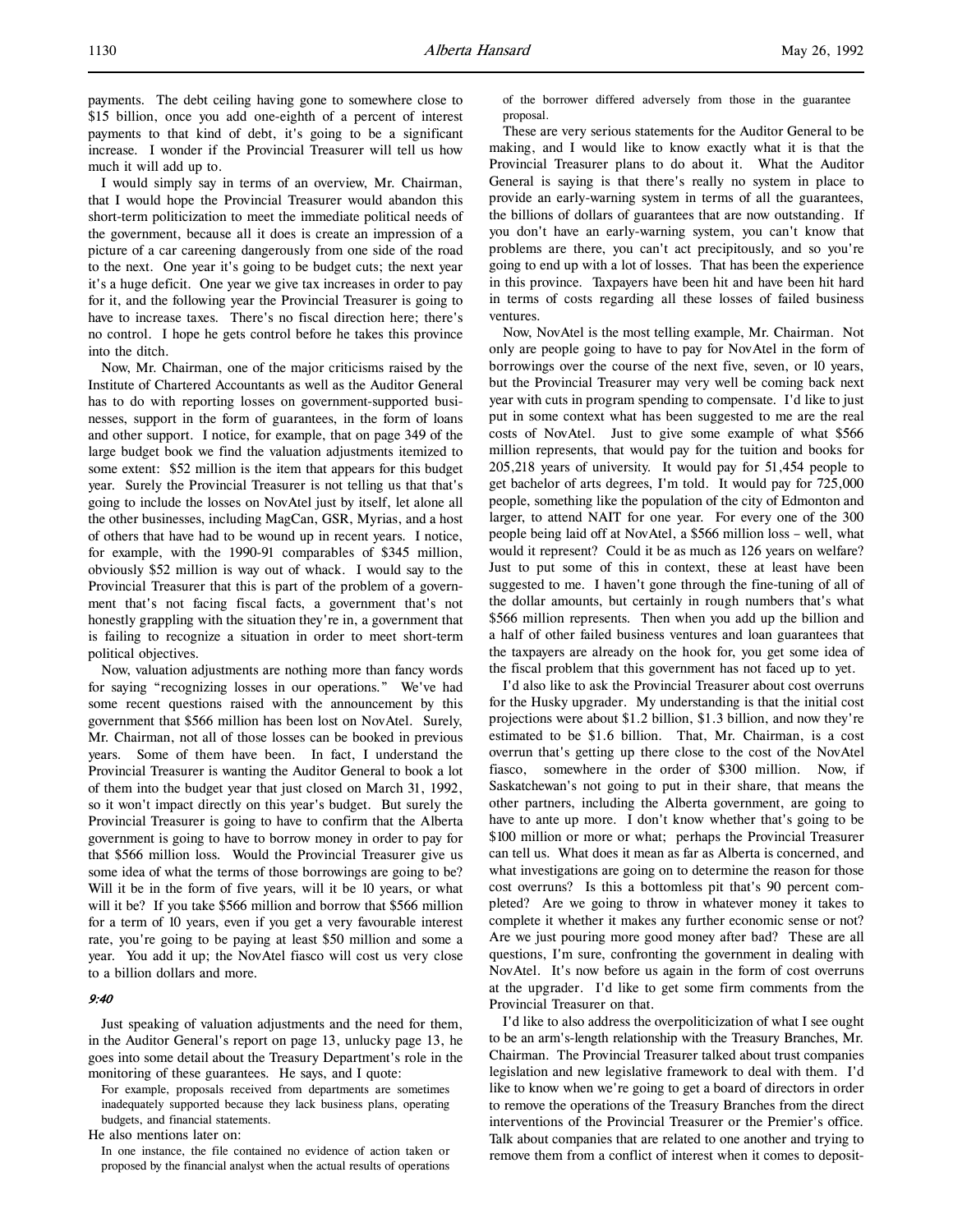payments. The debt ceiling having gone to somewhere close to $15 billion, once you add one-eighth of a percent of interest payments to that kind of debt, it's going to be a significant increase. I wonder if the Provincial Treasurer will tell us how much it will add up to.

I would simply say in terms of an overview, Mr. Chairman, that I would hope the Provincial Treasurer would abandon this short-term politicization to meet the immediate political needs of the government, because all it does is create an impression of a picture of a car careening dangerously from one side of the road to the next. One year it's going to be budget cuts; the next year it's a huge deficit. One year we give tax increases in order to pay for it, and the following year the Provincial Treasurer is going to have to increase taxes. There's no fiscal direction here; there's no control. I hope he gets control before he takes this province into the ditch.

Now, Mr. Chairman, one of the major criticisms raised by the Institute of Chartered Accountants as well as the Auditor General has to do with reporting losses on government-supported businesses, support in the form of guarantees, in the form of loans and other support. I notice, for example, that on page 349 of the large budget book we find the valuation adjustments itemized to some extent: $52 million is the item that appears for this budget year. Surely the Provincial Treasurer is not telling us that that's going to include the losses on NovAtel just by itself, let alone all the other businesses, including MagCan, GSR, Myrias, and a host of others that have had to be wound up in recent years. I notice, for example, with the 1990-91 comparables of $345 million, obviously $52 million is way out of whack. I would say to the Provincial Treasurer that this is part of the problem of a government that's not facing fiscal facts, a government that's not honestly grappling with the situation they're in, a government that is failing to recognize a situation in order to meet short-term political objectives.

Now, valuation adjustments are nothing more than fancy words for saying "recognizing losses in our operations." We've had some recent questions raised with the announcement by this government that $566 million has been lost on NovAtel. Surely, Mr. Chairman, not all of those losses can be booked in previous years. Some of them have been. In fact, I understand the Provincial Treasurer is wanting the Auditor General to book a lot of them into the budget year that just closed on March 31, 1992, so it won't impact directly on this year's budget. But surely the Provincial Treasurer is going to have to confirm that the Alberta government is going to have to borrow money in order to pay for that $566 million loss. Would the Provincial Treasurer give us some idea of what the terms of those borrowings are going to be? Will it be in the form of five years, will it be 10 years, or what will it be? If you take $566 million and borrow that $566 million for a term of 10 years, even if you get a very favourable interest rate, you're going to be paying at least $50 million and some a year. You add it up; the NovAtel fiasco will cost us very close to a billion dollars and more.

*9:40*

Just speaking of valuation adjustments and the need for them, in the Auditor General's report on page 13, unlucky page 13, he goes into some detail about the Treasury Department's role in the monitoring of these guarantees. He says, and I quote:

> For example, proposals received from departments are sometimes inadequately supported because they lack business plans, operating budgets, and financial statements.

He also mentions later on:

> In one instance, the file contained no evidence of action taken or proposed by the financial analyst when the actual results of operations of the borrower differed adversely from those in the guarantee proposal.

These are very serious statements for the Auditor General to be making, and I would like to know exactly what it is that the Provincial Treasurer plans to do about it. What the Auditor General is saying is that there's really no system in place to provide an early-warning system in terms of all the guarantees, the billions of dollars of guarantees that are now outstanding. If you don't have an early-warning system, you can't know that problems are there, you can't act precipitously, and so you're going to end up with a lot of losses. That has been the experience in this province. Taxpayers have been hit and have been hit hard in terms of costs regarding all these losses of failed business ventures.

Now, NovAtel is the most telling example, Mr. Chairman. Not only are people going to have to pay for NovAtel in the form of borrowings over the course of the next five, seven, or 10 years, but the Provincial Treasurer may very well be coming back next year with cuts in program spending to compensate. I'd like to just put in some context what has been suggested to me are the real costs of NovAtel. Just to give some example of what $566 million represents, that would pay for the tuition and books for 205,218 years of university. It would pay for 51,454 people to get bachelor of arts degrees, I'm told. It would pay for 725,000 people, something like the population of the city of Edmonton and larger, to attend NAIT for one year. For every one of the 300 people being laid off at NovAtel, a $566 million loss – well, what would it represent? Could it be as much as 126 years on welfare? Just to put some of this in context, these at least have been suggested to me. I haven't gone through the fine-tuning of all of the dollar amounts, but certainly in rough numbers that's what $566 million represents. Then when you add up the billion and a half of other failed business ventures and loan guarantees that the taxpayers are already on the hook for, you get some idea of the fiscal problem that this government has not faced up to yet.

I'd also like to ask the Provincial Treasurer about cost overruns for the Husky upgrader. My understanding is that the initial cost projections were about $1.2 billion, $1.3 billion, and now they're estimated to be $1.6 billion. That, Mr. Chairman, is a cost overrun that's getting up there close to the cost of the NovAtel fiasco, somewhere in the order of $300 million. Now, if Saskatchewan's not going to put in their share, that means the other partners, including the Alberta government, are going to have to ante up more. I don't know whether that's going to be $100 million or more or what; perhaps the Provincial Treasurer can tell us. What does it mean as far as Alberta is concerned, and what investigations are going on to determine the reason for those cost overruns? Is this a bottomless pit that's 90 percent completed? Are we going to throw in whatever money it takes to complete it whether it makes any further economic sense or not? Are we just pouring more good money after bad? These are all questions, I'm sure, confronting the government in dealing with NovAtel. It's now before us again in the form of cost overruns at the upgrader. I'd like to get some firm comments from the Provincial Treasurer on that.

I'd like to also address the overpoliticization of what I see ought to be an arm's-length relationship with the Treasury Branches, Mr. Chairman. The Provincial Treasurer talked about trust companies legislation and new legislative framework to deal with them. I'd like to know when we're going to get a board of directors in order to remove the operations of the Treasury Branches from the direct interventions of the Provincial Treasurer or the Premier's office. Talk about companies that are related to one another and trying to remove them from a conflict of interest when it comes to deposit-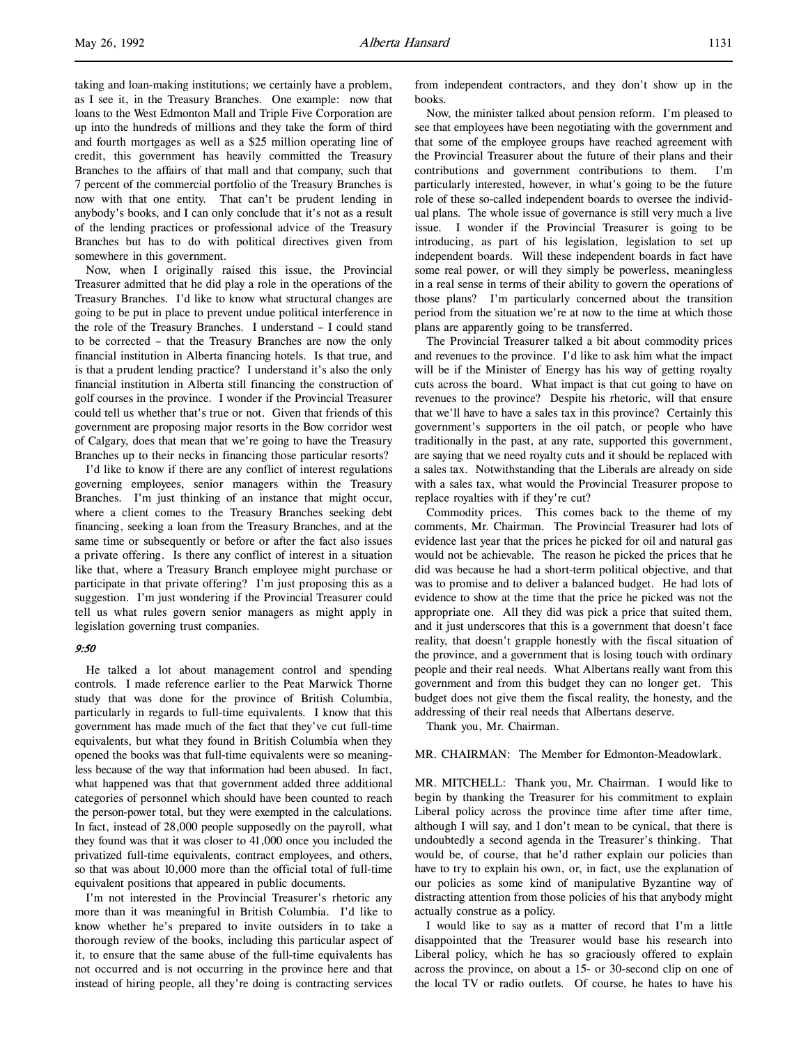taking and loan-making institutions; we certainly have a problem, as I see it, in the Treasury Branches. One example: now that loans to the West Edmonton Mall and Triple Five Corporation are up into the hundreds of millions and they take the form of third and fourth mortgages as well as a $25 million operating line of credit, this government has heavily committed the Treasury Branches to the affairs of that mall and that company, such that 7 percent of the commercial portfolio of the Treasury Branches is now with that one entity. That can't be prudent lending in anybody's books, and I can only conclude that it's not as a result of the lending practices or professional advice of the Treasury Branches but has to do with political directives given from somewhere in this government.

Now, when I originally raised this issue, the Provincial Treasurer admitted that he did play a role in the operations of the Treasury Branches. I'd like to know what structural changes are going to be put in place to prevent undue political interference in the role of the Treasury Branches. I understand – I could stand to be corrected – that the Treasury Branches are now the only financial institution in Alberta financing hotels. Is that true, and is that a prudent lending practice? I understand it's also the only financial institution in Alberta still financing the construction of golf courses in the province. I wonder if the Provincial Treasurer could tell us whether that's true or not. Given that friends of this government are proposing major resorts in the Bow corridor west of Calgary, does that mean that we're going to have the Treasury Branches up to their necks in financing those particular resorts?

I'd like to know if there are any conflict of interest regulations governing employees, senior managers within the Treasury Branches. I'm just thinking of an instance that might occur, where a client comes to the Treasury Branches seeking debt financing, seeking a loan from the Treasury Branches, and at the same time or subsequently or before or after the fact also issues a private offering. Is there any conflict of interest in a situation like that, where a Treasury Branch employee might purchase or participate in that private offering? I'm just proposing this as a suggestion. I'm just wondering if the Provincial Treasurer could tell us what rules govern senior managers as might apply in legislation governing trust companies.

*9:50*

He talked a lot about management control and spending controls. I made reference earlier to the Peat Marwick Thorne study that was done for the province of British Columbia, particularly in regards to full-time equivalents. I know that this government has made much of the fact that they've cut full-time equivalents, but what they found in British Columbia when they opened the books was that full-time equivalents were so meaningless because of the way that information had been abused. In fact, what happened was that that government added three additional categories of personnel which should have been counted to reach the person-power total, but they were exempted in the calculations. In fact, instead of 28,000 people supposedly on the payroll, what they found was that it was closer to 41,000 once you included the privatized full-time equivalents, contract employees, and others, so that was about 10,000 more than the official total of full-time equivalent positions that appeared in public documents.

I'm not interested in the Provincial Treasurer's rhetoric any more than it was meaningful in British Columbia. I'd like to know whether he's prepared to invite outsiders in to take a thorough review of the books, including this particular aspect of it, to ensure that the same abuse of the full-time equivalents has not occurred and is not occurring in the province here and that instead of hiring people, all they're doing is contracting services from independent contractors, and they don't show up in the books.

Now, the minister talked about pension reform. I'm pleased to see that employees have been negotiating with the government and that some of the employee groups have reached agreement with the Provincial Treasurer about the future of their plans and their contributions and government contributions to them. I'm particularly interested, however, in what's going to be the future role of these so-called independent boards to oversee the individual plans. The whole issue of governance is still very much a live issue. I wonder if the Provincial Treasurer is going to be introducing, as part of his legislation, legislation to set up independent boards. Will these independent boards in fact have some real power, or will they simply be powerless, meaningless in a real sense in terms of their ability to govern the operations of those plans? I'm particularly concerned about the transition period from the situation we're at now to the time at which those plans are apparently going to be transferred.

The Provincial Treasurer talked a bit about commodity prices and revenues to the province. I'd like to ask him what the impact will be if the Minister of Energy has his way of getting royalty cuts across the board. What impact is that cut going to have on revenues to the province? Despite his rhetoric, will that ensure that we'll have to have a sales tax in this province? Certainly this government's supporters in the oil patch, or people who have traditionally in the past, at any rate, supported this government, are saying that we need royalty cuts and it should be replaced with a sales tax. Notwithstanding that the Liberals are already on side with a sales tax, what would the Provincial Treasurer propose to replace royalties with if they're cut?

Commodity prices. This comes back to the theme of my comments, Mr. Chairman. The Provincial Treasurer had lots of evidence last year that the prices he picked for oil and natural gas would not be achievable. The reason he picked the prices that he did was because he had a short-term political objective, and that was to promise and to deliver a balanced budget. He had lots of evidence to show at the time that the price he picked was not the appropriate one. All they did was pick a price that suited them, and it just underscores that this is a government that doesn't face reality, that doesn't grapple honestly with the fiscal situation of the province, and a government that is losing touch with ordinary people and their real needs. What Albertans really want from this government and from this budget they can no longer get. This budget does not give them the fiscal reality, the honesty, and the addressing of their real needs that Albertans deserve.

Thank you, Mr. Chairman.

MR. CHAIRMAN: The Member for Edmonton-Meadowlark.

MR. MITCHELL: Thank you, Mr. Chairman. I would like to begin by thanking the Treasurer for his commitment to explain Liberal policy across the province time after time after time, although I will say, and I don't mean to be cynical, that there is undoubtedly a second agenda in the Treasurer's thinking. That would be, of course, that he'd rather explain our policies than have to try to explain his own, or, in fact, use the explanation of our policies as some kind of manipulative Byzantine way of distracting attention from those policies of his that anybody might actually construe as a policy.

I would like to say as a matter of record that I'm a little disappointed that the Treasurer would base his research into Liberal policy, which he has so graciously offered to explain across the province, on about a 15- or 30-second clip on one of the local TV or radio outlets. Of course, he hates to have his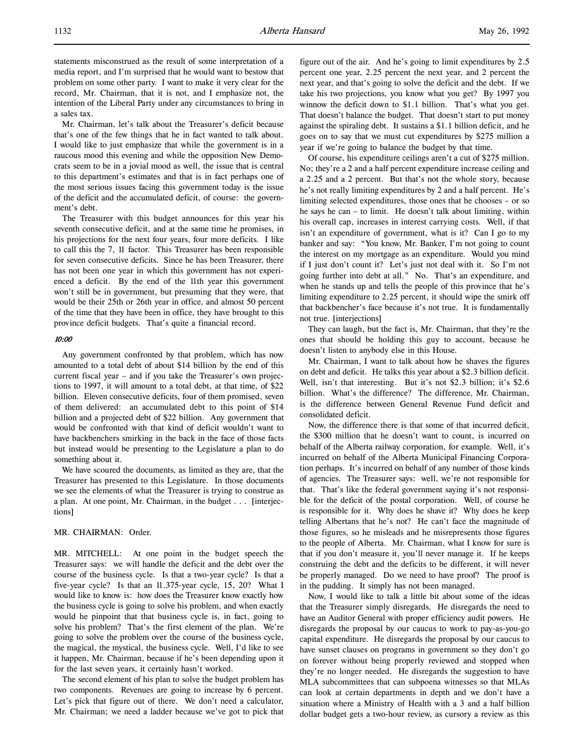statements misconstrued as the result of some interpretation of a media report, and I'm surprised that he would want to bestow that problem on some other party. I want to make it very clear for the record, Mr. Chairman, that it is not, and I emphasize not, the intention of the Liberal Party under any circumstances to bring in a sales tax.

Mr. Chairman, let's talk about the Treasurer's deficit because that's one of the few things that he in fact wanted to talk about. I would like to just emphasize that while the government is in a raucous mood this evening and while the opposition New Democrats seem to be in a jovial mood as well, the issue that is central to this department's estimates and that is in fact perhaps one of the most serious issues facing this government today is the issue of the deficit and the accumulated deficit, of course: the government's debt.

The Treasurer with this budget announces for this year his seventh consecutive deficit, and at the same time he promises, in his projections for the next four years, four more deficits. I like to call this the 7, 11 factor. This Treasurer has been responsible for seven consecutive deficits. Since he has been Treasurer, there has not been one year in which this government has not experienced a deficit. By the end of the 11th year this government won't still be in government, but presuming that they were, that would be their 25th or 26th year in office, and almost 50 percent of the time that they have been in office, they have brought to this province deficit budgets. That's quite a financial record.

*10:00*

Any government confronted by that problem, which has now amounted to a total debt of about $14 billion by the end of this current fiscal year – and if you take the Treasurer's own projections to 1997, it will amount to a total debt, at that time, of $22 billion. Eleven consecutive deficits, four of them promised, seven of them delivered: an accumulated debt to this point of $14 billion and a projected debt of $22 billion. Any government that would be confronted with that kind of deficit wouldn't want to have backbenchers smirking in the back in the face of those facts but instead would be presenting to the Legislature a plan to do something about it.

We have scoured the documents, as limited as they are, that the Treasurer has presented to this Legislature. In those documents we see the elements of what the Treasurer is trying to construe as a plan. At one point, Mr. Chairman, in the budget . . . [interjections]

MR. CHAIRMAN: Order.

MR. MITCHELL: At one point in the budget speech the Treasurer says: we will handle the deficit and the debt over the course of the business cycle. Is that a two-year cycle? Is that a five-year cycle? Is that an 11.375-year cycle, 15, 20? What I would like to know is: how does the Treasurer know exactly how the business cycle is going to solve his problem, and when exactly would he pinpoint that that business cycle is, in fact, going to solve his problem? That's the first element of the plan. We're going to solve the problem over the course of the business cycle, the magical, the mystical, the business cycle. Well, I'd like to see it happen, Mr. Chairman, because if he's been depending upon it for the last seven years, it certainly hasn't worked.

The second element of his plan to solve the budget problem has two components. Revenues are going to increase by 6 percent. Let's pick that figure out of there. We don't need a calculator, Mr. Chairman; we need a ladder because we've got to pick that figure out of the air. And he's going to limit expenditures by 2.5 percent one year, 2.25 percent the next year, and 2 percent the next year, and that's going to solve the deficit and the debt. If we take his two projections, you know what you get? By 1997 you winnow the deficit down to $1.1 billion. That's what you get. That doesn't balance the budget. That doesn't start to put money against the spiraling debt. It sustains a $1.1 billion deficit, and he goes on to say that we must cut expenditures by $275 million a year if we're going to balance the budget by that time.

Of course, his expenditure ceilings aren't a cut of $275 million. No; they're a 2 and a half percent expenditure increase ceiling and a 2.25 and a 2 percent. But that's not the whole story, because he's not really limiting expenditures by 2 and a half percent. He's limiting selected expenditures, those ones that he chooses – or so he says he can – to limit. He doesn't talk about limiting, within his overall cap, increases in interest carrying costs. Well, if that isn't an expenditure of government, what is it? Can I go to my banker and say: "You know, Mr. Banker, I'm not going to count the interest on my mortgage as an expenditure. Would you mind if I just don't count it? Let's just not deal with it. So I'm not going further into debt at all." No. That's an expenditure, and when he stands up and tells the people of this province that he's limiting expenditure to 2.25 percent, it should wipe the smirk off that backbencher's face because it's not true. It is fundamentally not true. [interjections]

They can laugh, but the fact is, Mr. Chairman, that they're the ones that should be holding this guy to account, because he doesn't listen to anybody else in this House.

Mr. Chairman, I want to talk about how he shaves the figures on debt and deficit. He talks this year about a $2.3 billion deficit. Well, isn't that interesting. But it's not $2.3 billion; it's $2.6 billion. What's the difference? The difference, Mr. Chairman, is the difference between General Revenue Fund deficit and consolidated deficit.

Now, the difference there is that some of that incurred deficit, the $300 million that he doesn't want to count, is incurred on behalf of the Alberta railway corporation, for example. Well, it's incurred on behalf of the Alberta Municipal Financing Corporation perhaps. It's incurred on behalf of any number of those kinds of agencies. The Treasurer says: well, we're not responsible for that. That's like the federal government saying it's not responsible for the deficit of the postal corporation. Well, of course he is responsible for it. Why does he shave it? Why does he keep telling Albertans that he's not? He can't face the magnitude of those figures, so he misleads and he misrepresents those figures to the people of Alberta. Mr. Chairman, what I know for sure is that if you don't measure it, you'll never manage it. If he keeps construing the debt and the deficits to be different, it will never be properly managed. Do we need to have proof? The proof is in the pudding. It simply has not been managed.

Now, I would like to talk a little bit about some of the ideas that the Treasurer simply disregards. He disregards the need to have an Auditor General with proper efficiency audit powers. He disregards the proposal by our caucus to work to pay-as-you-go capital expenditure. He disregards the proposal by our caucus to have sunset clauses on programs in government so they don't go on forever without being properly reviewed and stopped when they're no longer needed. He disregards the suggestion to have MLA subcommittees that can subpoena witnesses so that MLAs can look at certain departments in depth and we don't have a situation where a Ministry of Health with a 3 and a half billion dollar budget gets a two-hour review, as cursory a review as this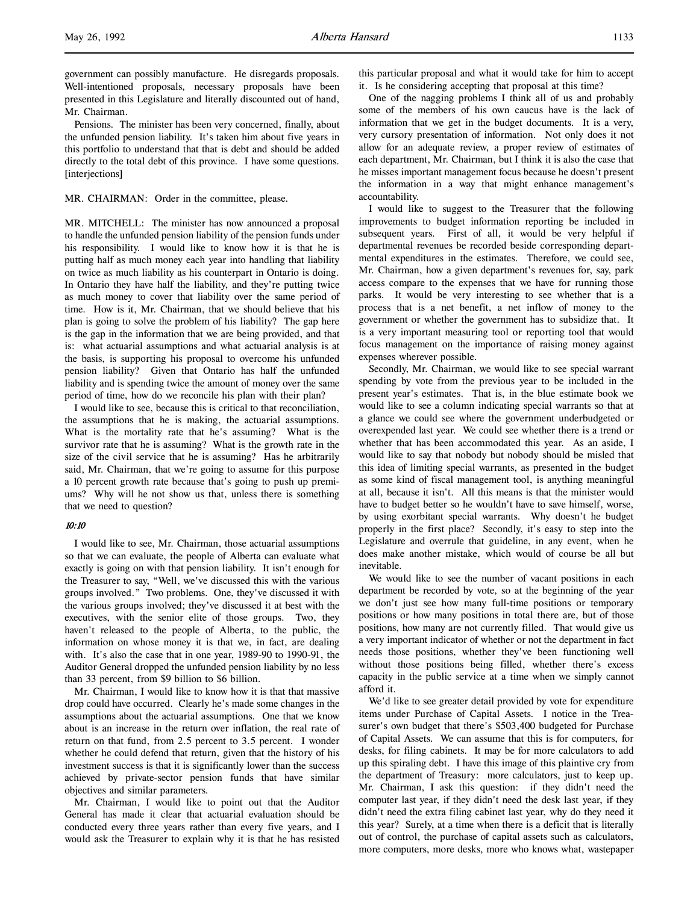government can possibly manufacture. He disregards proposals. Well-intentioned proposals, necessary proposals have been presented in this Legislature and literally discounted out of hand, Mr. Chairman.

Pensions. The minister has been very concerned, finally, about the unfunded pension liability. It's taken him about five years in this portfolio to understand that that is debt and should be added directly to the total debt of this province. I have some questions. [interjections]

MR. CHAIRMAN: Order in the committee, please.

MR. MITCHELL: The minister has now announced a proposal to handle the unfunded pension liability of the pension funds under his responsibility. I would like to know how it is that he is putting half as much money each year into handling that liability on twice as much liability as his counterpart in Ontario is doing. In Ontario they have half the liability, and they're putting twice as much money to cover that liability over the same period of time. How is it, Mr. Chairman, that we should believe that his plan is going to solve the problem of his liability? The gap here is the gap in the information that we are being provided, and that is: what actuarial assumptions and what actuarial analysis is at the basis, is supporting his proposal to overcome his unfunded pension liability? Given that Ontario has half the unfunded liability and is spending twice the amount of money over the same period of time, how do we reconcile his plan with their plan?

I would like to see, because this is critical to that reconciliation, the assumptions that he is making, the actuarial assumptions. What is the mortality rate that he's assuming? What is the survivor rate that he is assuming? What is the growth rate in the size of the civil service that he is assuming? Has he arbitrarily said, Mr. Chairman, that we're going to assume for this purpose a 10 percent growth rate because that's going to push up premiums? Why will he not show us that, unless there is something that we need to question?

*10:10*

I would like to see, Mr. Chairman, those actuarial assumptions so that we can evaluate, the people of Alberta can evaluate what exactly is going on with that pension liability. It isn't enough for the Treasurer to say, "Well, we've discussed this with the various groups involved." Two problems. One, they've discussed it with the various groups involved; they've discussed it at best with the executives, with the senior elite of those groups. Two, they haven't released to the people of Alberta, to the public, the information on whose money it is that we, in fact, are dealing with. It's also the case that in one year, 1989-90 to 1990-91, the Auditor General dropped the unfunded pension liability by no less than 33 percent, from $9 billion to $6 billion.

Mr. Chairman, I would like to know how it is that that massive drop could have occurred. Clearly he's made some changes in the assumptions about the actuarial assumptions. One that we know about is an increase in the return over inflation, the real rate of return on that fund, from 2.5 percent to 3.5 percent. I wonder whether he could defend that return, given that the history of his investment success is that it is significantly lower than the success achieved by private-sector pension funds that have similar objectives and similar parameters.

Mr. Chairman, I would like to point out that the Auditor General has made it clear that actuarial evaluation should be conducted every three years rather than every five years, and I would ask the Treasurer to explain why it is that he has resisted this particular proposal and what it would take for him to accept it. Is he considering accepting that proposal at this time?

One of the nagging problems I think all of us and probably some of the members of his own caucus have is the lack of information that we get in the budget documents. It is a very, very cursory presentation of information. Not only does it not allow for an adequate review, a proper review of estimates of each department, Mr. Chairman, but I think it is also the case that he misses important management focus because he doesn't present the information in a way that might enhance management's accountability.

I would like to suggest to the Treasurer that the following improvements to budget information reporting be included in subsequent years. First of all, it would be very helpful if departmental revenues be recorded beside corresponding departmental expenditures in the estimates. Therefore, we could see, Mr. Chairman, how a given department's revenues for, say, park access compare to the expenses that we have for running those parks. It would be very interesting to see whether that is a process that is a net benefit, a net inflow of money to the government or whether the government has to subsidize that. It is a very important measuring tool or reporting tool that would focus management on the importance of raising money against expenses wherever possible.

Secondly, Mr. Chairman, we would like to see special warrant spending by vote from the previous year to be included in the present year's estimates. That is, in the blue estimate book we would like to see a column indicating special warrants so that at a glance we could see where the government underbudgeted or overexpended last year. We could see whether there is a trend or whether that has been accommodated this year. As an aside, I would like to say that nobody but nobody should be misled that this idea of limiting special warrants, as presented in the budget as some kind of fiscal management tool, is anything meaningful at all, because it isn't. All this means is that the minister would have to budget better so he wouldn't have to save himself, worse, by using exorbitant special warrants. Why doesn't he budget properly in the first place? Secondly, it's easy to step into the Legislature and overrule that guideline, in any event, when he does make another mistake, which would of course be all but inevitable.

We would like to see the number of vacant positions in each department be recorded by vote, so at the beginning of the year we don't just see how many full-time positions or temporary positions or how many positions in total there are, but of those positions, how many are not currently filled. That would give us a very important indicator of whether or not the department in fact needs those positions, whether they've been functioning well without those positions being filled, whether there's excess capacity in the public service at a time when we simply cannot afford it.

We'd like to see greater detail provided by vote for expenditure items under Purchase of Capital Assets. I notice in the Treasurer's own budget that there's $503,400 budgeted for Purchase of Capital Assets. We can assume that this is for computers, for desks, for filing cabinets. It may be for more calculators to add up this spiraling debt. I have this image of this plaintive cry from the department of Treasury: more calculators, just to keep up. Mr. Chairman, I ask this question: if they didn't need the computer last year, if they didn't need the desk last year, if they didn't need the extra filing cabinet last year, why do they need it this year? Surely, at a time when there is a deficit that is literally out of control, the purchase of capital assets such as calculators, more computers, more desks, more who knows what, wastepaper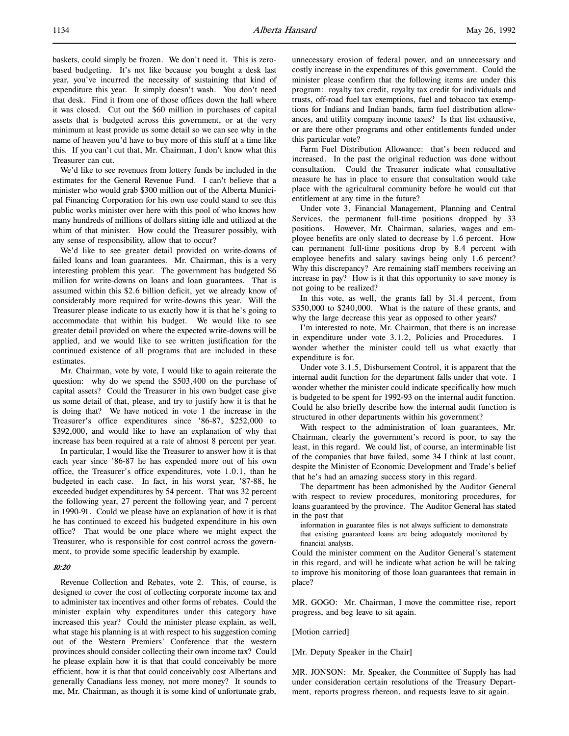baskets, could simply be frozen. We don't need it. This is zero-based budgeting. It's not like because you bought a desk last year, you've incurred the necessity of sustaining that kind of expenditure this year. It simply doesn't wash. You don't need that desk. Find it from one of those offices down the hall where it was closed. Cut out the $60 million in purchases of capital assets that is budgeted across this government, or at the very minimum at least provide us some detail so we can see why in the name of heaven you'd have to buy more of this stuff at a time like this. If you can't cut that, Mr. Chairman, I don't know what this Treasurer can cut.

We'd like to see revenues from lottery funds be included in the estimates for the General Revenue Fund. I can't believe that a minister who would grab $300 million out of the Alberta Municipal Financing Corporation for his own use could stand to see this public works minister over here with this pool of who knows how many hundreds of millions of dollars sitting idle and utilized at the whim of that minister. How could the Treasurer possibly, with any sense of responsibility, allow that to occur?

We'd like to see greater detail provided on write-downs of failed loans and loan guarantees. Mr. Chairman, this is a very interesting problem this year. The government has budgeted $6 million for write-downs on loans and loan guarantees. That is assumed within this $2.6 billion deficit, yet we already know of considerably more required for write-downs this year. Will the Treasurer please indicate to us exactly how it is that he's going to accommodate that within his budget. We would like to see greater detail provided on where the expected write-downs will be applied, and we would like to see written justification for the continued existence of all programs that are included in these estimates.

Mr. Chairman, vote by vote, I would like to again reiterate the question: why do we spend the $503,400 on the purchase of capital assets? Could the Treasurer in his own budget case give us some detail of that, please, and try to justify how it is that he is doing that? We have noticed in vote 1 the increase in the Treasurer's office expenditures since '86-87, $252,000 to $392,000, and would like to have an explanation of why that increase has been required at a rate of almost 8 percent per year.

In particular, I would like the Treasurer to answer how it is that each year since '86-87 he has expended more out of his own office, the Treasurer's office expenditures, vote 1.0.1, than he budgeted in each case. In fact, in his worst year, '87-88, he exceeded budget expenditures by 54 percent. That was 32 percent the following year, 27 percent the following year, and 7 percent in 1990-91. Could we please have an explanation of how it is that he has continued to exceed his budgeted expenditure in his own office? That would be one place where we might expect the Treasurer, who is responsible for cost control across the government, to provide some specific leadership by example.

*10:20*

Revenue Collection and Rebates, vote 2. This, of course, is designed to cover the cost of collecting corporate income tax and to administer tax incentives and other forms of rebates. Could the minister explain why expenditures under this category have increased this year? Could the minister please explain, as well, what stage his planning is at with respect to his suggestion coming out of the Western Premiers' Conference that the western provinces should consider collecting their own income tax? Could he please explain how it is that that could conceivably be more efficient, how it is that that could conceivably cost Albertans and generally Canadians less money, not more money? It sounds to me, Mr. Chairman, as though it is some kind of unfortunate grab, unnecessary erosion of federal power, and an unnecessary and costly increase in the expenditures of this government. Could the minister please confirm that the following items are under this program: royalty tax credit, royalty tax credit for individuals and trusts, off-road fuel tax exemptions, fuel and tobacco tax exemptions for Indians and Indian bands, farm fuel distribution allowances, and utility company income taxes? Is that list exhaustive, or are there other programs and other entitlements funded under this particular vote?

Farm Fuel Distribution Allowance: that's been reduced and increased. In the past the original reduction was done without consultation. Could the Treasurer indicate what consultative measure he has in place to ensure that consultation would take place with the agricultural community before he would cut that entitlement at any time in the future?

Under vote 3, Financial Management, Planning and Central Services, the permanent full-time positions dropped by 33 positions. However, Mr. Chairman, salaries, wages and employee benefits are only slated to decrease by 1.6 percent. How can permanent full-time positions drop by 8.4 percent with employee benefits and salary savings being only 1.6 percent? Why this discrepancy? Are remaining staff members receiving an increase in pay? How is it that this opportunity to save money is not going to be realized?

In this vote, as well, the grants fall by 31.4 percent, from $350,000 to $240,000. What is the nature of these grants, and why the large decrease this year as opposed to other years?

I'm interested to note, Mr. Chairman, that there is an increase in expenditure under vote 3.1.2, Policies and Procedures. I wonder whether the minister could tell us what exactly that expenditure is for.

Under vote 3.1.5, Disbursement Control, it is apparent that the internal audit function for the department falls under that vote. I wonder whether the minister could indicate specifically how much is budgeted to be spent for 1992-93 on the internal audit function. Could he also briefly describe how the internal audit function is structured in other departments within his government?

With respect to the administration of loan guarantees, Mr. Chairman, clearly the government's record is poor, to say the least, in this regard. We could list, of course, an interminable list of the companies that have failed, some 34 I think at last count, despite the Minister of Economic Development and Trade's belief that he's had an amazing success story in this regard.

The department has been admonished by the Auditor General with respect to review procedures, monitoring procedures, for loans guaranteed by the province. The Auditor General has stated in the past that

> information in guarantee files is not always sufficient to demonstrate that existing guaranteed loans are being adequately monitored by financial analysts.

Could the minister comment on the Auditor General's statement in this regard, and will he indicate what action he will be taking to improve his monitoring of those loan guarantees that remain in place?

MR. GOGO: Mr. Chairman, I move the committee rise, report progress, and beg leave to sit again.

[Motion carried]

[Mr. Deputy Speaker in the Chair]

MR. JONSON: Mr. Speaker, the Committee of Supply has had under consideration certain resolutions of the Treasury Department, reports progress thereon, and requests leave to sit again.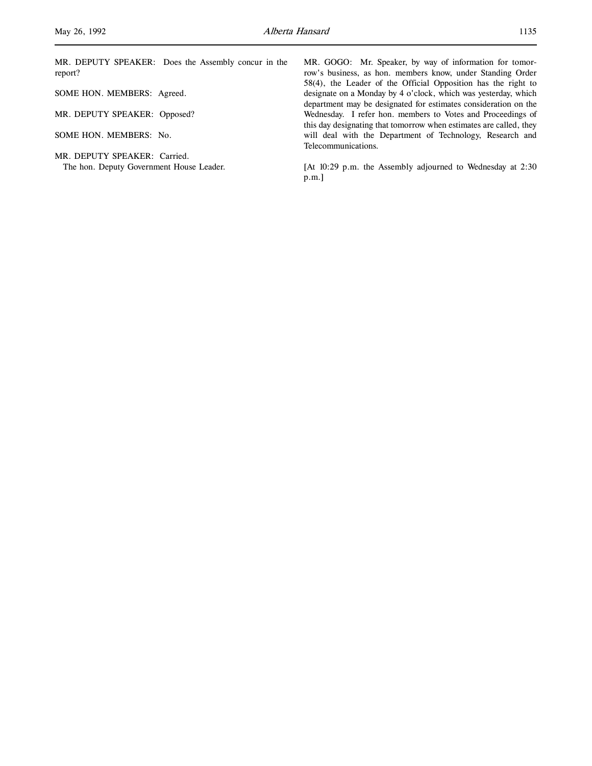MR. DEPUTY SPEAKER: Does the Assembly concur in the report?

SOME HON. MEMBERS: Agreed.

MR. DEPUTY SPEAKER: Opposed?

SOME HON. MEMBERS: No.

MR. DEPUTY SPEAKER: Carried.
The hon. Deputy Government House Leader.

MR. GOGO: Mr. Speaker, by way of information for tomorrow's business, as hon. members know, under Standing Order 58(4), the Leader of the Official Opposition has the right to designate on a Monday by 4 o'clock, which was yesterday, which department may be designated for estimates consideration on the Wednesday. I refer hon. members to Votes and Proceedings of this day designating that tomorrow when estimates are called, they will deal with the Department of Technology, Research and Telecommunications.

[At 10:29 p.m. the Assembly adjourned to Wednesday at 2:30 p.m.]